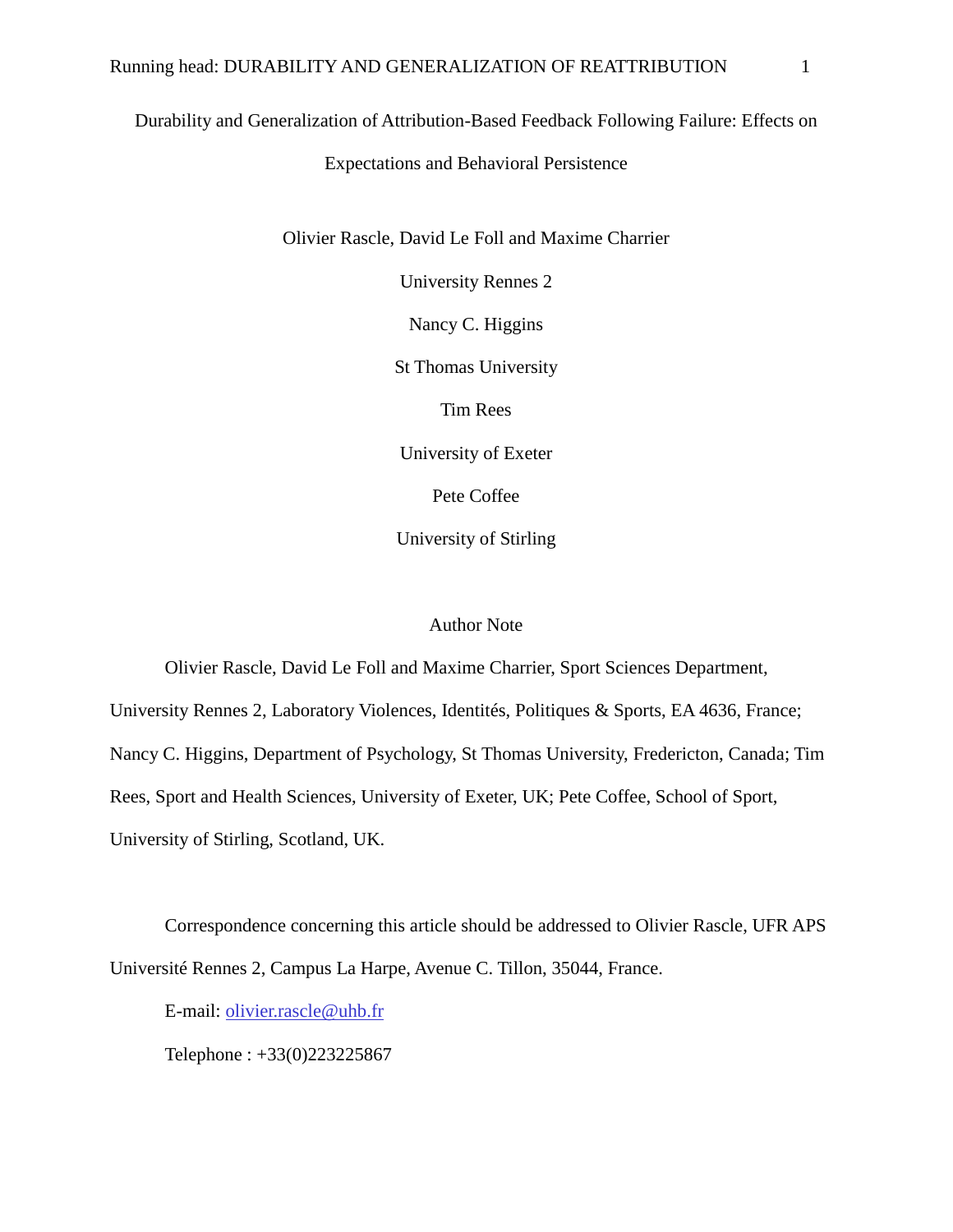# Durability and Generalization of Attribution-Based Feedback Following Failure: Effects on Expectations and Behavioral Persistence

Olivier Rascle, David Le Foll and Maxime Charrier

University Rennes 2

Nancy C. Higgins

St Thomas University

Tim Rees

University of Exeter

Pete Coffee

University of Stirling

## Author Note

Olivier Rascle, David Le Foll and Maxime Charrier, Sport Sciences Department, University Rennes 2, Laboratory Violences, Identités, Politiques & Sports, EA 4636, France; Nancy C. Higgins, Department of Psychology, St Thomas University, Fredericton, Canada; Tim Rees, Sport and Health Sciences, University of Exeter, UK; Pete Coffee, School of Sport, University of Stirling, Scotland, UK.

Correspondence concerning this article should be addressed to Olivier Rascle, UFR APS Université Rennes 2, Campus La Harpe, Avenue C. Tillon, 35044, France.

E-mail: olivier.rascle@uhb.fr

Telephone : +33(0)223225867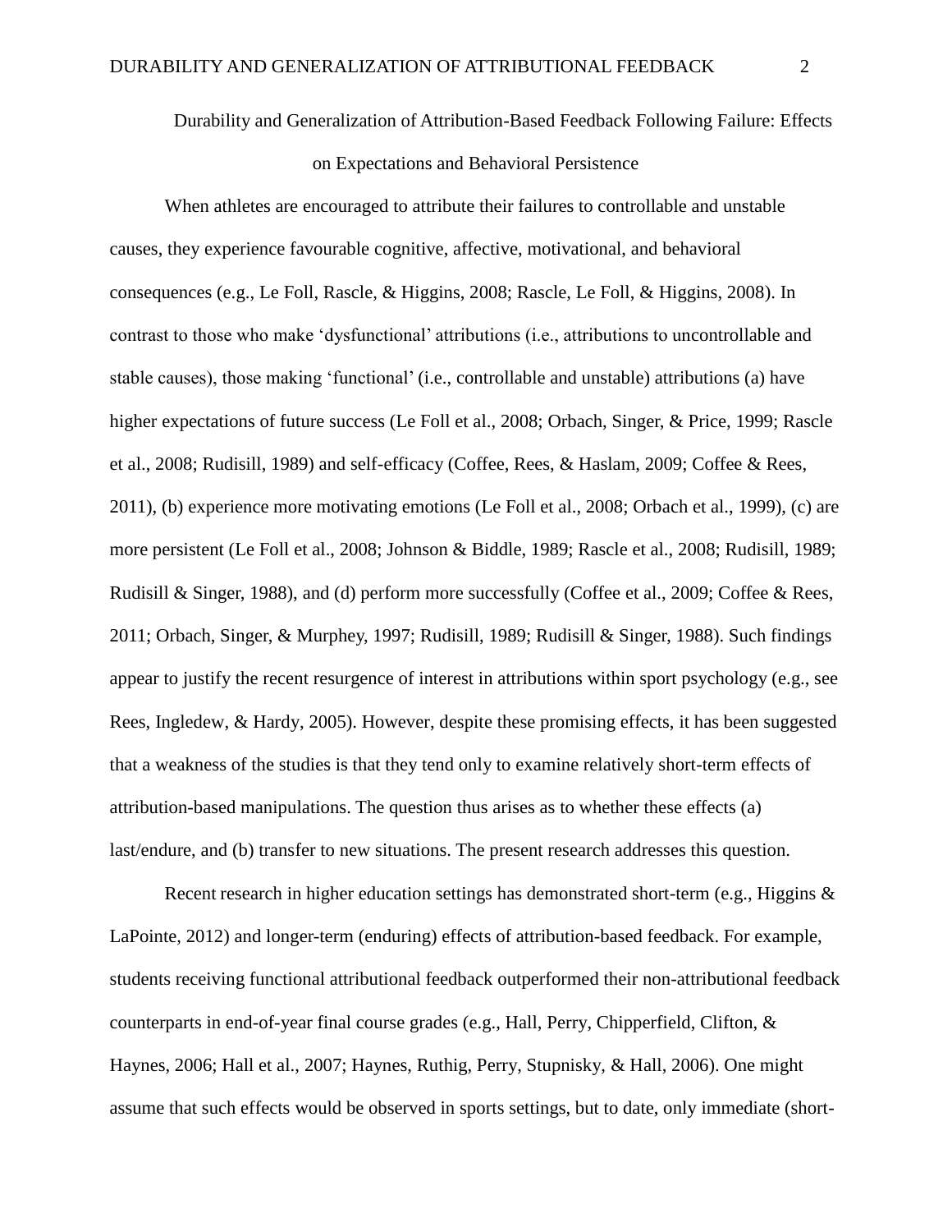# Durability and Generalization of Attribution-Based Feedback Following Failure: Effects on Expectations and Behavioral Persistence

When athletes are encouraged to attribute their failures to controllable and unstable causes, they experience favourable cognitive, affective, motivational, and behavioral consequences (e.g., Le Foll, Rascle, & Higgins, 2008; Rascle, Le Foll, & Higgins, 2008). In contrast to those who make 'dysfunctional' attributions (i.e., attributions to uncontrollable and stable causes), those making 'functional' (i.e., controllable and unstable) attributions (a) have higher expectations of future success (Le Foll et al., 2008; Orbach, Singer, & Price, 1999; Rascle et al., 2008; Rudisill, 1989) and self-efficacy (Coffee, Rees, & Haslam, 2009; Coffee & Rees, 2011), (b) experience more motivating emotions (Le Foll et al., 2008; Orbach et al., 1999), (c) are more persistent (Le Foll et al., 2008; Johnson & Biddle, 1989; Rascle et al., 2008; Rudisill, 1989; Rudisill & Singer, 1988), and (d) perform more successfully (Coffee et al., 2009; Coffee & Rees, 2011; Orbach, Singer, & Murphey, 1997; Rudisill, 1989; Rudisill & Singer, 1988). Such findings appear to justify the recent resurgence of interest in attributions within sport psychology (e.g., see Rees, Ingledew, & Hardy, 2005). However, despite these promising effects, it has been suggested that a weakness of the studies is that they tend only to examine relatively short-term effects of attribution-based manipulations. The question thus arises as to whether these effects (a) last/endure, and (b) transfer to new situations. The present research addresses this question.

Recent research in higher education settings has demonstrated short-term (e.g., Higgins & LaPointe, 2012) and longer-term (enduring) effects of attribution-based feedback. For example, students receiving functional attributional feedback outperformed their non-attributional feedback counterparts in end-of-year final course grades (e.g., Hall, Perry, Chipperfield, Clifton, & Haynes, 2006; Hall et al., 2007; Haynes, Ruthig, Perry, Stupnisky, & Hall, 2006). One might assume that such effects would be observed in sports settings, but to date, only immediate (short-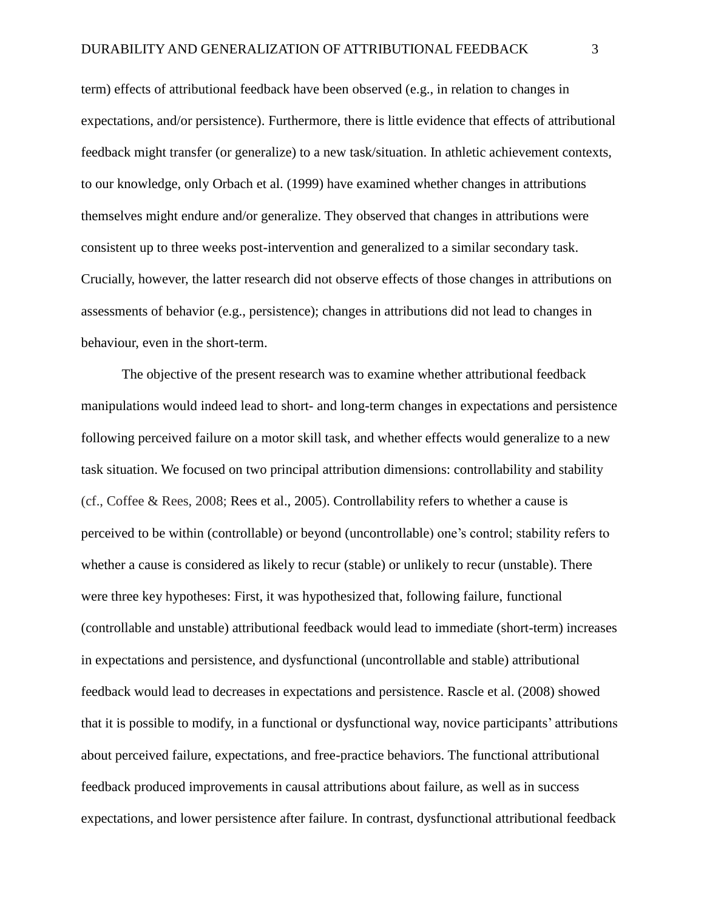term) effects of attributional feedback have been observed (e.g., in relation to changes in expectations, and/or persistence). Furthermore, there is little evidence that effects of attributional feedback might transfer (or generalize) to a new task/situation. In athletic achievement contexts, to our knowledge, only Orbach et al. (1999) have examined whether changes in attributions themselves might endure and/or generalize. They observed that changes in attributions were consistent up to three weeks post-intervention and generalized to a similar secondary task. Crucially, however, the latter research did not observe effects of those changes in attributions on assessments of behavior (e.g., persistence); changes in attributions did not lead to changes in behaviour, even in the short-term.

The objective of the present research was to examine whether attributional feedback manipulations would indeed lead to short- and long-term changes in expectations and persistence following perceived failure on a motor skill task, and whether effects would generalize to a new task situation. We focused on two principal attribution dimensions: controllability and stability (cf., Coffee & Rees, 2008; Rees et al., 2005). Controllability refers to whether a cause is perceived to be within (controllable) or beyond (uncontrollable) one's control; stability refers to whether a cause is considered as likely to recur (stable) or unlikely to recur (unstable). There were three key hypotheses: First, it was hypothesized that, following failure, functional (controllable and unstable) attributional feedback would lead to immediate (short-term) increases in expectations and persistence, and dysfunctional (uncontrollable and stable) attributional feedback would lead to decreases in expectations and persistence. Rascle et al. (2008) showed that it is possible to modify, in a functional or dysfunctional way, novice participants' attributions about perceived failure, expectations, and free-practice behaviors. The functional attributional feedback produced improvements in causal attributions about failure, as well as in success expectations, and lower persistence after failure. In contrast, dysfunctional attributional feedback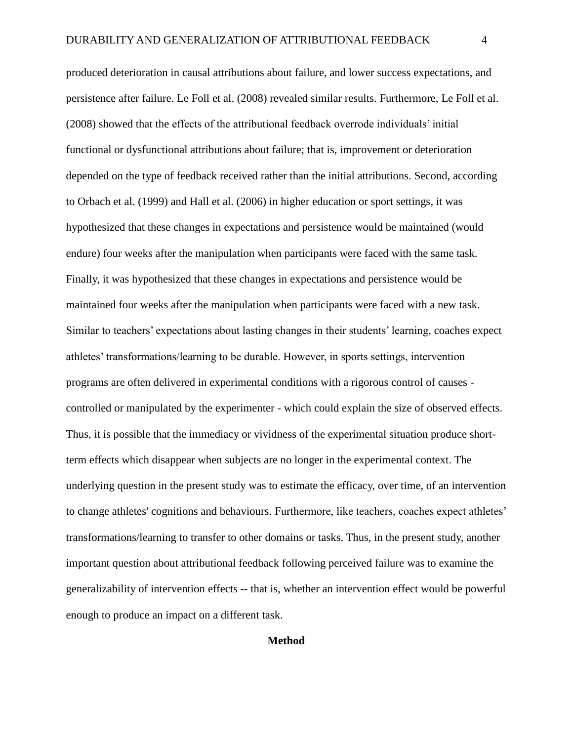produced deterioration in causal attributions about failure, and lower success expectations, and persistence after failure. Le Foll et al. (2008) revealed similar results. Furthermore, Le Foll et al. (2008) showed that the effects of the attributional feedback overrode individuals' initial functional or dysfunctional attributions about failure; that is, improvement or deterioration depended on the type of feedback received rather than the initial attributions. Second, according to Orbach et al. (1999) and Hall et al. (2006) in higher education or sport settings, it was hypothesized that these changes in expectations and persistence would be maintained (would endure) four weeks after the manipulation when participants were faced with the same task. Finally, it was hypothesized that these changes in expectations and persistence would be maintained four weeks after the manipulation when participants were faced with a new task. Similar to teachers' expectations about lasting changes in their students' learning, coaches expect athletes' transformations/learning to be durable. However, in sports settings, intervention programs are often delivered in experimental conditions with a rigorous control of causes - controlled or manipulated by the experimenter - which could explain the size of observed effects. Thus, it is possible that the immediacy or vividness of the experimental situation produce short-term effects which disappear when subjects are no longer in the experimental context. The underlying question in the present study was to estimate the efficacy, over time, of an intervention to change athletes' cognitions and behaviours. Furthermore, like teachers, coaches expect athletes' transformations/learning to transfer to other domains or tasks. Thus, in the present study, another important question about attributional feedback following perceived failure was to examine the generalizability of intervention effects -- that is, whether an intervention effect would be powerful enough to produce an impact on a different task.

## Method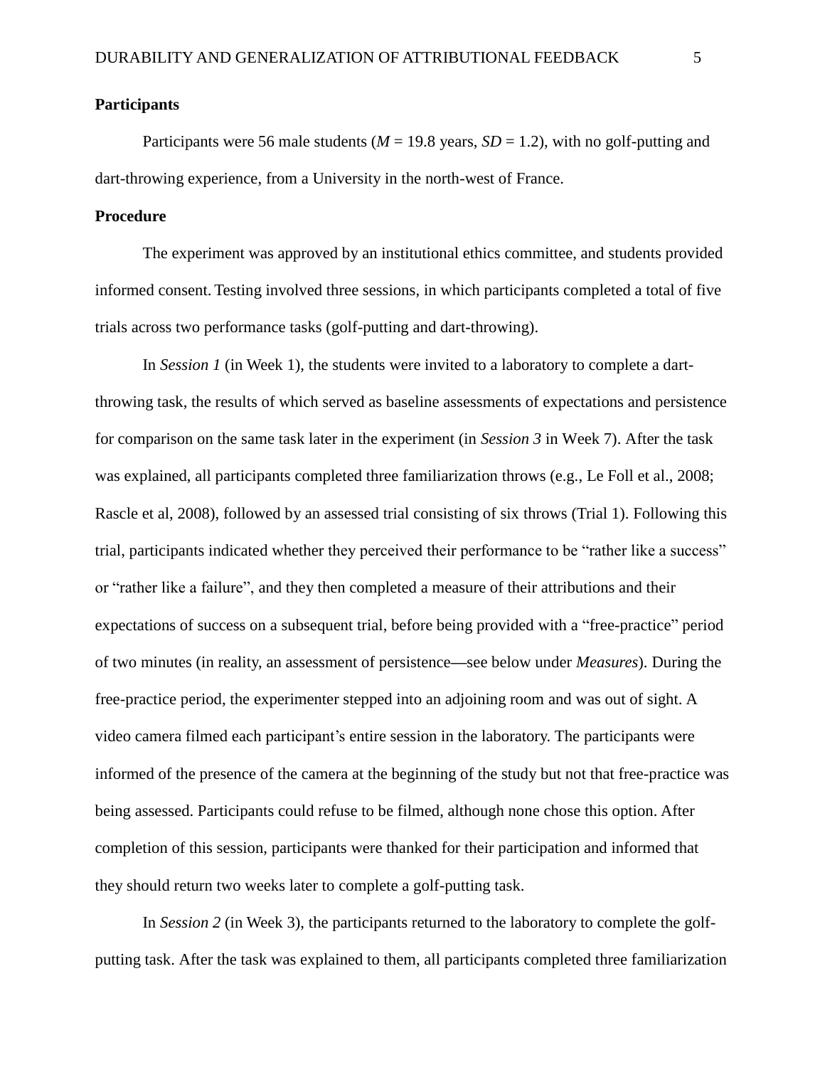## Participants

Participants were 56 male students (*M* = 19.8 years, *SD* = 1.2), with no golf-putting and dart-throwing experience, from a University in the north-west of France.

## Procedure

The experiment was approved by an institutional ethics committee, and students provided informed consent. Testing involved three sessions, in which participants completed a total of five trials across two performance tasks (golf-putting and dart-throwing).

In *Session 1* (in Week 1), the students were invited to a laboratory to complete a dart-throwing task, the results of which served as baseline assessments of expectations and persistence for comparison on the same task later in the experiment (in *Session 3* in Week 7). After the task was explained, all participants completed three familiarization throws (e.g., Le Foll et al., 2008; Rascle et al, 2008), followed by an assessed trial consisting of six throws (Trial 1). Following this trial, participants indicated whether they perceived their performance to be "rather like a success" or "rather like a failure", and they then completed a measure of their attributions and their expectations of success on a subsequent trial, before being provided with a "free-practice" period of two minutes (in reality, an assessment of persistence—see below under *Measures*). During the free-practice period, the experimenter stepped into an adjoining room and was out of sight. A video camera filmed each participant's entire session in the laboratory. The participants were informed of the presence of the camera at the beginning of the study but not that free-practice was being assessed. Participants could refuse to be filmed, although none chose this option. After completion of this session, participants were thanked for their participation and informed that they should return two weeks later to complete a golf-putting task.

In *Session 2* (in Week 3), the participants returned to the laboratory to complete the golf-putting task. After the task was explained to them, all participants completed three familiarization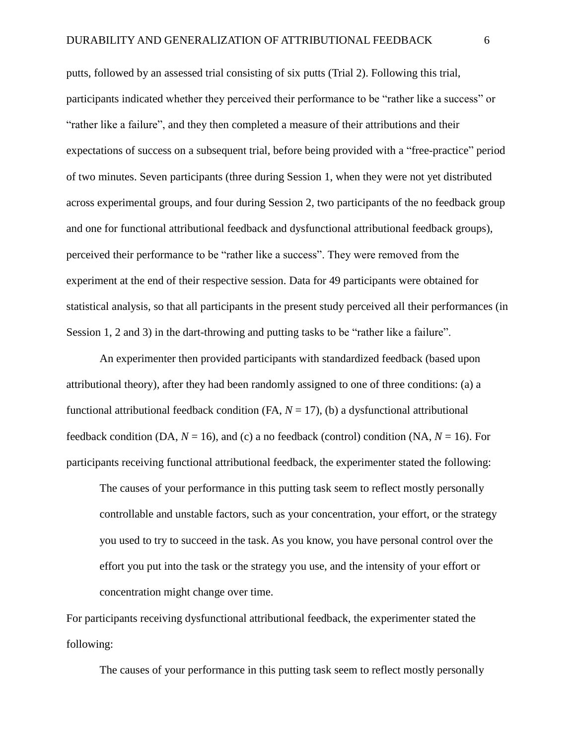putts, followed by an assessed trial consisting of six putts (Trial 2). Following this trial, participants indicated whether they perceived their performance to be "rather like a success" or "rather like a failure", and they then completed a measure of their attributions and their expectations of success on a subsequent trial, before being provided with a "free-practice" period of two minutes. Seven participants (three during Session 1, when they were not yet distributed across experimental groups, and four during Session 2, two participants of the no feedback group and one for functional attributional feedback and dysfunctional attributional feedback groups), perceived their performance to be "rather like a success". They were removed from the experiment at the end of their respective session. Data for 49 participants were obtained for statistical analysis, so that all participants in the present study perceived all their performances (in Session 1, 2 and 3) in the dart-throwing and putting tasks to be "rather like a failure".

An experimenter then provided participants with standardized feedback (based upon attributional theory), after they had been randomly assigned to one of three conditions: (a) a functional attributional feedback condition (FA, $N = 17$), (b) a dysfunctional attributional feedback condition (DA, $N = 16$), and (c) a no feedback (control) condition (NA, $N = 16$). For participants receiving functional attributional feedback, the experimenter stated the following:

> The causes of your performance in this putting task seem to reflect mostly personally controllable and unstable factors, such as your concentration, your effort, or the strategy you used to try to succeed in the task. As you know, you have personal control over the effort you put into the task or the strategy you use, and the intensity of your effort or concentration might change over time.

For participants receiving dysfunctional attributional feedback, the experimenter stated the following:

> The causes of your performance in this putting task seem to reflect mostly personally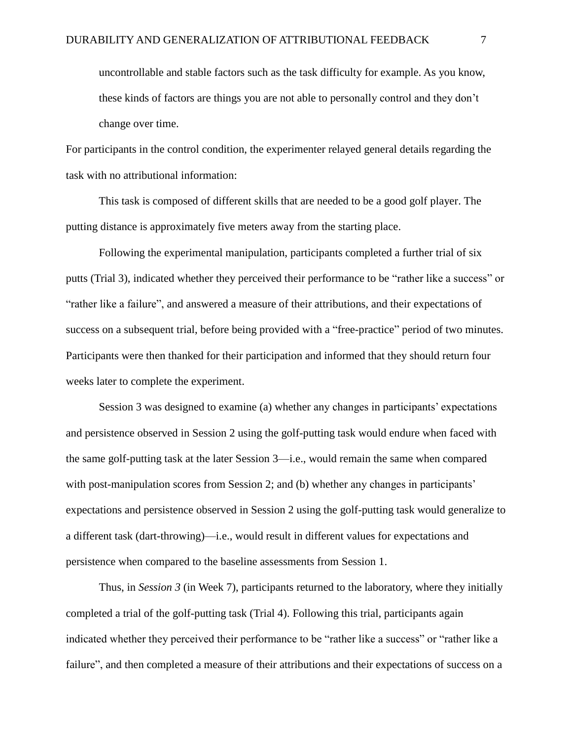uncontrollable and stable factors such as the task difficulty for example. As you know, these kinds of factors are things you are not able to personally control and they don't change over time.

For participants in the control condition, the experimenter relayed general details regarding the task with no attributional information:

This task is composed of different skills that are needed to be a good golf player. The putting distance is approximately five meters away from the starting place.

Following the experimental manipulation, participants completed a further trial of six putts (Trial 3), indicated whether they perceived their performance to be "rather like a success" or "rather like a failure", and answered a measure of their attributions, and their expectations of success on a subsequent trial, before being provided with a "free-practice" period of two minutes. Participants were then thanked for their participation and informed that they should return four weeks later to complete the experiment.

Session 3 was designed to examine (a) whether any changes in participants' expectations and persistence observed in Session 2 using the golf-putting task would endure when faced with the same golf-putting task at the later Session 3—i.e., would remain the same when compared with post-manipulation scores from Session 2; and (b) whether any changes in participants' expectations and persistence observed in Session 2 using the golf-putting task would generalize to a different task (dart-throwing)—i.e., would result in different values for expectations and persistence when compared to the baseline assessments from Session 1.

Thus, in *Session 3* (in Week 7), participants returned to the laboratory, where they initially completed a trial of the golf-putting task (Trial 4). Following this trial, participants again indicated whether they perceived their performance to be "rather like a success" or "rather like a failure", and then completed a measure of their attributions and their expectations of success on a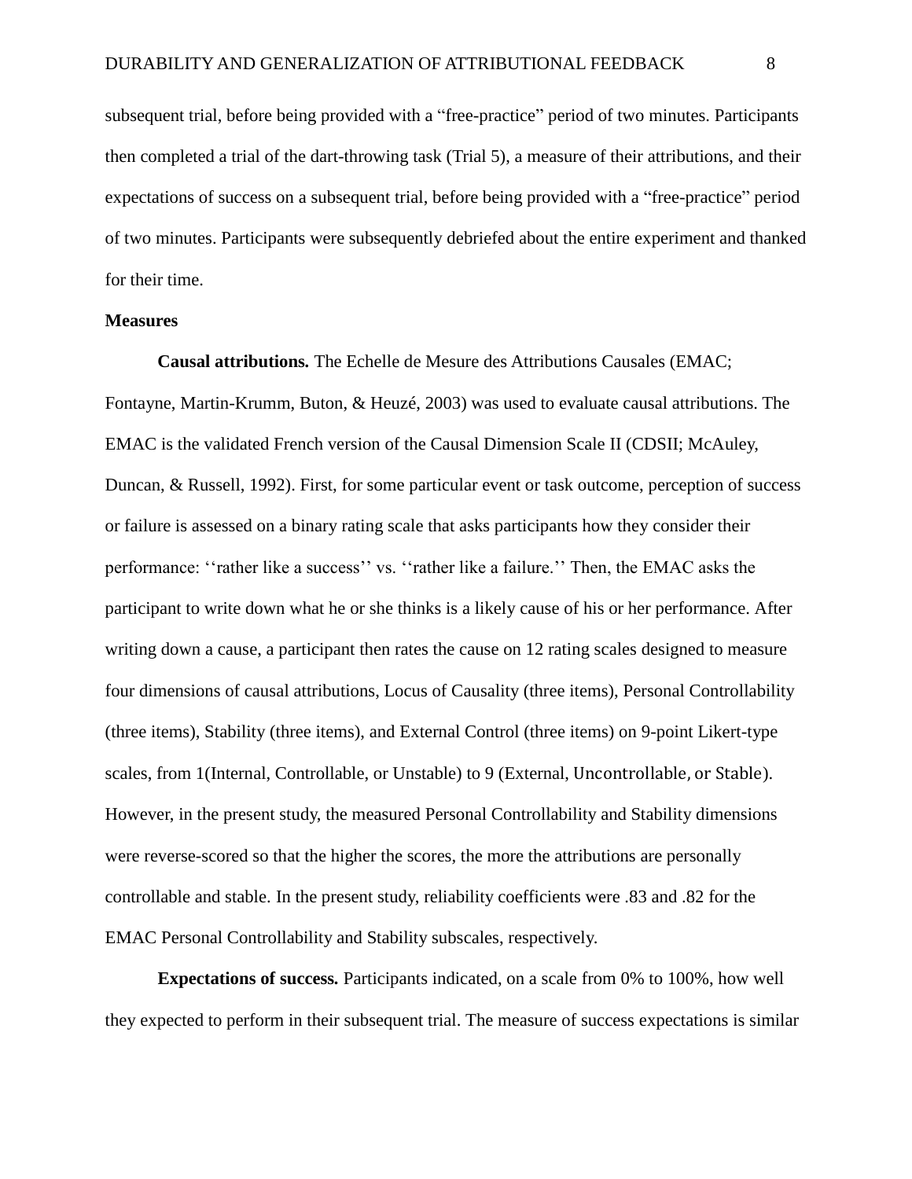subsequent trial, before being provided with a "free-practice" period of two minutes. Participants then completed a trial of the dart-throwing task (Trial 5), a measure of their attributions, and their expectations of success on a subsequent trial, before being provided with a "free-practice" period of two minutes. Participants were subsequently debriefed about the entire experiment and thanked for their time.

## Measures

**Causal attributions.** The Echelle de Mesure des Attributions Causales (EMAC; Fontayne, Martin-Krumm, Buton, & Heuzé, 2003) was used to evaluate causal attributions. The EMAC is the validated French version of the Causal Dimension Scale II (CDSII; McAuley, Duncan, & Russell, 1992). First, for some particular event or task outcome, perception of success or failure is assessed on a binary rating scale that asks participants how they consider their performance: ''rather like a success'' vs. ''rather like a failure.'' Then, the EMAC asks the participant to write down what he or she thinks is a likely cause of his or her performance. After writing down a cause, a participant then rates the cause on 12 rating scales designed to measure four dimensions of causal attributions, Locus of Causality (three items), Personal Controllability (three items), Stability (three items), and External Control (three items) on 9-point Likert-type scales, from 1(Internal, Controllable, or Unstable) to 9 (External, Uncontrollable, or Stable). However, in the present study, the measured Personal Controllability and Stability dimensions were reverse-scored so that the higher the scores, the more the attributions are personally controllable and stable. In the present study, reliability coefficients were .83 and .82 for the EMAC Personal Controllability and Stability subscales, respectively.

**Expectations of success.** Participants indicated, on a scale from 0% to 100%, how well they expected to perform in their subsequent trial. The measure of success expectations is similar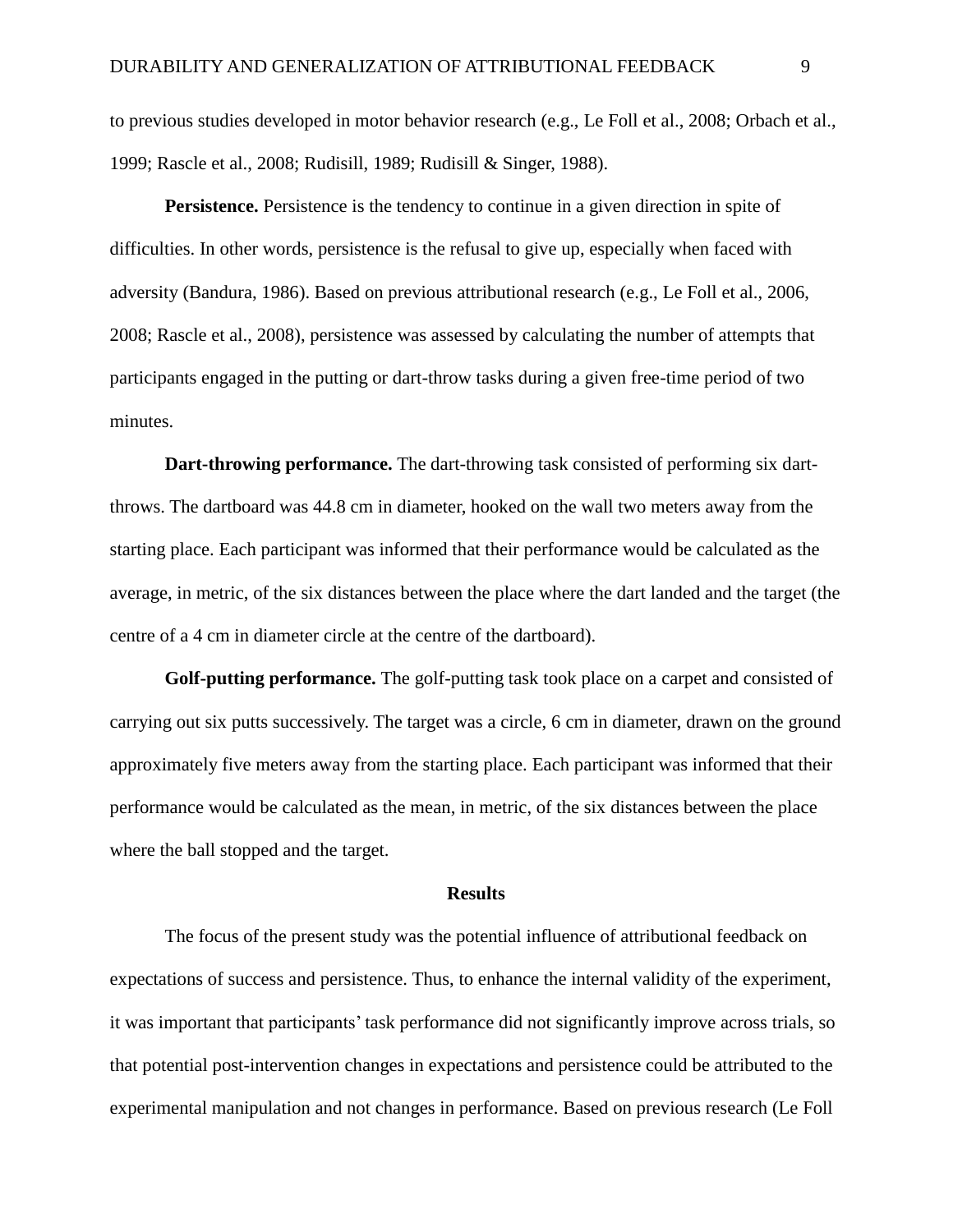to previous studies developed in motor behavior research (e.g., Le Foll et al., 2008; Orbach et al., 1999; Rascle et al., 2008; Rudisill, 1989; Rudisill & Singer, 1988).

**Persistence.** Persistence is the tendency to continue in a given direction in spite of difficulties. In other words, persistence is the refusal to give up, especially when faced with adversity (Bandura, 1986). Based on previous attributional research (e.g., Le Foll et al., 2006, 2008; Rascle et al., 2008), persistence was assessed by calculating the number of attempts that participants engaged in the putting or dart-throw tasks during a given free-time period of two minutes.

**Dart-throwing performance.** The dart-throwing task consisted of performing six dart-throws. The dartboard was 44.8 cm in diameter, hooked on the wall two meters away from the starting place. Each participant was informed that their performance would be calculated as the average, in metric, of the six distances between the place where the dart landed and the target (the centre of a 4 cm in diameter circle at the centre of the dartboard).

**Golf-putting performance.** The golf-putting task took place on a carpet and consisted of carrying out six putts successively. The target was a circle, 6 cm in diameter, drawn on the ground approximately five meters away from the starting place. Each participant was informed that their performance would be calculated as the mean, in metric, of the six distances between the place where the ball stopped and the target.

## Results

The focus of the present study was the potential influence of attributional feedback on expectations of success and persistence. Thus, to enhance the internal validity of the experiment, it was important that participants' task performance did not significantly improve across trials, so that potential post-intervention changes in expectations and persistence could be attributed to the experimental manipulation and not changes in performance. Based on previous research (Le Foll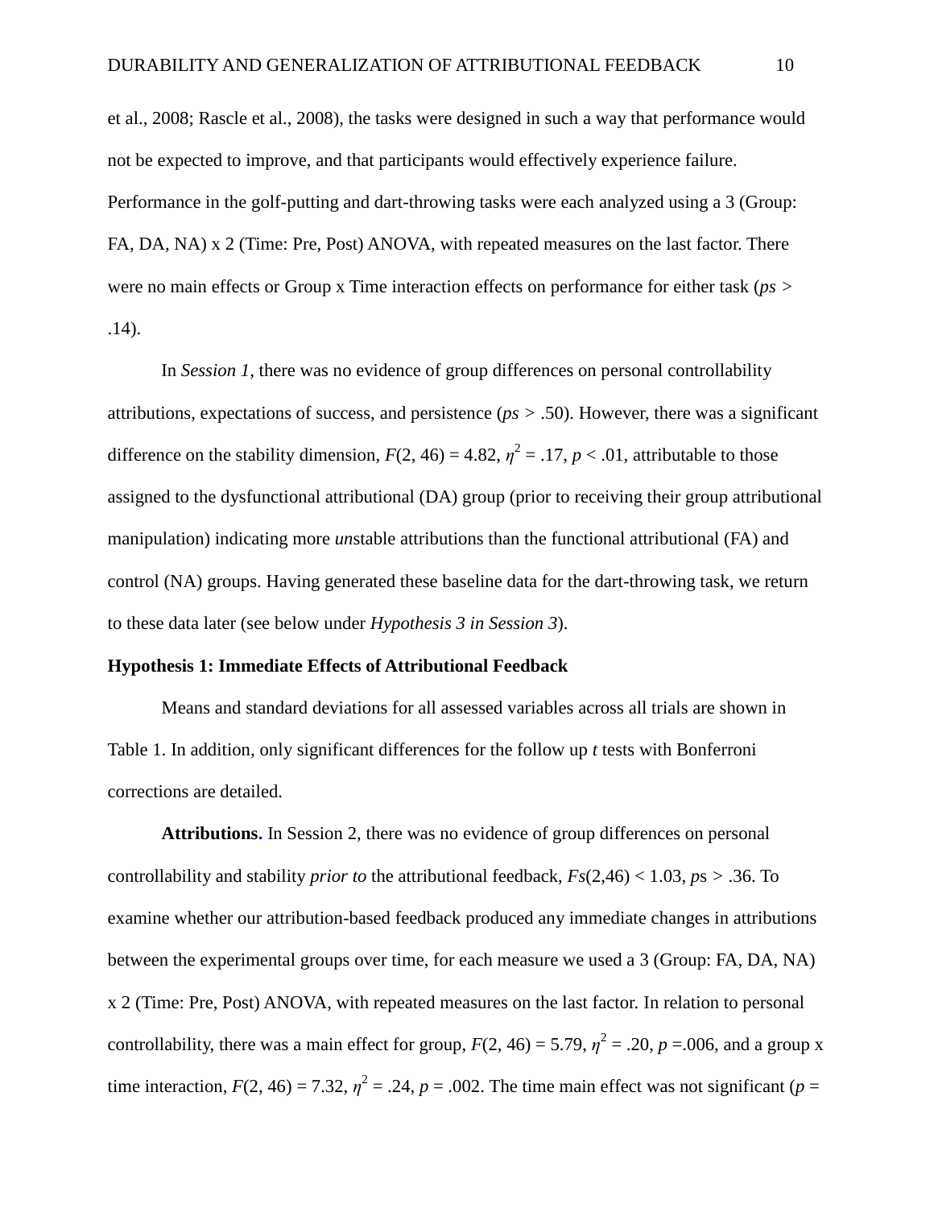et al., 2008; Rascle et al., 2008), the tasks were designed in such a way that performance would not be expected to improve, and that participants would effectively experience failure. Performance in the golf-putting and dart-throwing tasks were each analyzed using a 3 (Group: FA, DA, NA) x 2 (Time: Pre, Post) ANOVA, with repeated measures on the last factor. There were no main effects or Group x Time interaction effects on performance for either task (*ps* > .14).

In *Session 1*, there was no evidence of group differences on personal controllability attributions, expectations of success, and persistence (*ps* > .50). However, there was a significant difference on the stability dimension, $F(2, 46) = 4.82$, $\eta^2 = .17$, $p < .01$, attributable to those assigned to the dysfunctional attributional (DA) group (prior to receiving their group attributional manipulation) indicating more *un*stable attributions than the functional attributional (FA) and control (NA) groups. Having generated these baseline data for the dart-throwing task, we return to these data later (see below under *Hypothesis 3 in Session 3*).

**Hypothesis 1: Immediate Effects of Attributional Feedback**

Means and standard deviations for all assessed variables across all trials are shown in Table 1. In addition, only significant differences for the follow up *t* tests with Bonferroni corrections are detailed.

**Attributions.** In Session 2, there was no evidence of group differences on personal controllability and stability *prior to* the attributional feedback, $Fs(2,46) < 1.03$, *p*s > .36. To examine whether our attribution-based feedback produced any immediate changes in attributions between the experimental groups over time, for each measure we used a 3 (Group: FA, DA, NA) x 2 (Time: Pre, Post) ANOVA, with repeated measures on the last factor. In relation to personal controllability, there was a main effect for group, $F(2, 46) = 5.79$, $\eta^2 = .20$, $p = .006$, and a group x time interaction, $F(2, 46) = 7.32$, $\eta^2 = .24$, $p = .002$. The time main effect was not significant ($p =$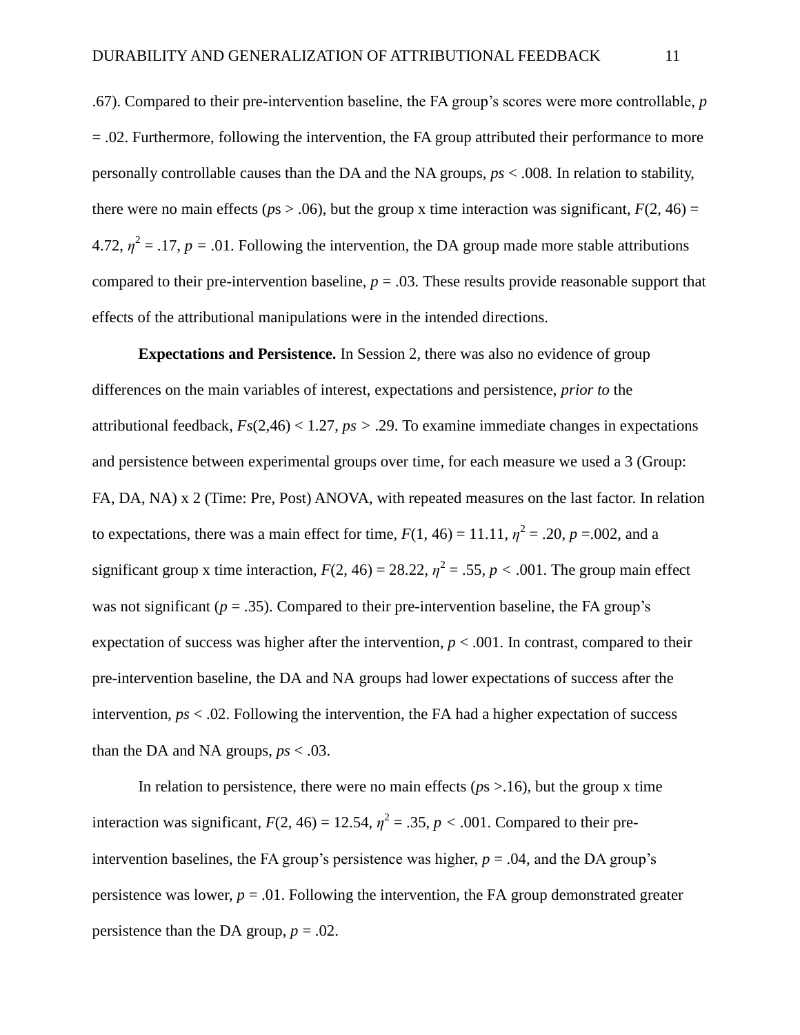.67). Compared to their pre-intervention baseline, the FA group's scores were more controllable, $p = .02$. Furthermore, following the intervention, the FA group attributed their performance to more personally controllable causes than the DA and the NA groups, *ps* < .008. In relation to stability, there were no main effects (*p*s > .06), but the group x time interaction was significant, $F(2, 46) = 4.72$, $\eta^2 = .17$, $p = .01$. Following the intervention, the DA group made more stable attributions compared to their pre-intervention baseline, $p = .03$. These results provide reasonable support that effects of the attributional manipulations were in the intended directions.

**Expectations and Persistence.** In Session 2, there was also no evidence of group differences on the main variables of interest, expectations and persistence, *prior to* the attributional feedback, $Fs(2,46) < 1.27$, $ps > .29$. To examine immediate changes in expectations and persistence between experimental groups over time, for each measure we used a 3 (Group: FA, DA, NA) x 2 (Time: Pre, Post) ANOVA, with repeated measures on the last factor. In relation to expectations, there was a main effect for time, $F(1, 46) = 11.11$, $\eta^2 = .20$, $p = .002$, and a significant group x time interaction, $F(2, 46) = 28.22$, $\eta^2 = .55$, $p < .001$. The group main effect was not significant ($p = .35$). Compared to their pre-intervention baseline, the FA group's expectation of success was higher after the intervention, $p < .001$. In contrast, compared to their pre-intervention baseline, the DA and NA groups had lower expectations of success after the intervention, *ps* < .02. Following the intervention, the FA had a higher expectation of success than the DA and NA groups, *ps* < .03.

In relation to persistence, there were no main effects (*p*s >.16), but the group x time interaction was significant, $F(2, 46) = 12.54$, $\eta^2 = .35$, $p < .001$. Compared to their pre-intervention baselines, the FA group's persistence was higher, $p = .04$, and the DA group's persistence was lower, $p = .01$. Following the intervention, the FA group demonstrated greater persistence than the DA group, $p = .02$.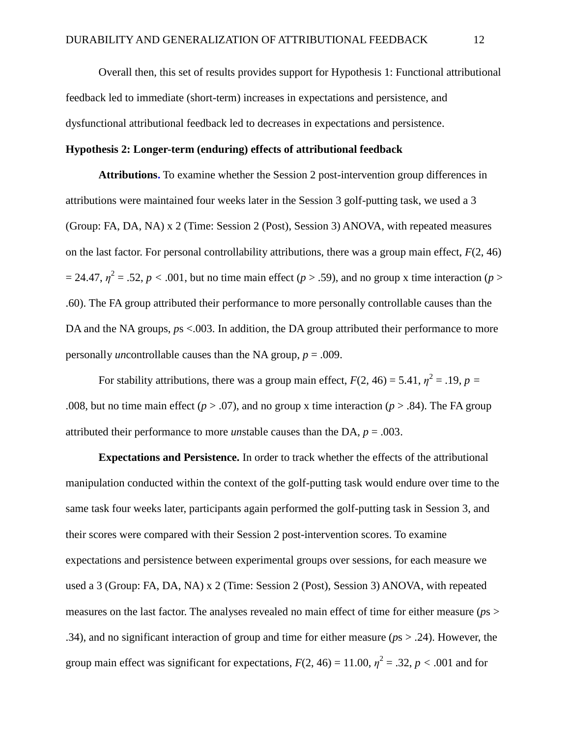Overall then, this set of results provides support for Hypothesis 1: Functional attributional feedback led to immediate (short-term) increases in expectations and persistence, and dysfunctional attributional feedback led to decreases in expectations and persistence.

**Hypothesis 2: Longer-term (enduring) effects of attributional feedback**

**Attributions.** To examine whether the Session 2 post-intervention group differences in attributions were maintained four weeks later in the Session 3 golf-putting task, we used a 3 (Group: FA, DA, NA) x 2 (Time: Session 2 (Post), Session 3) ANOVA, with repeated measures on the last factor. For personal controllability attributions, there was a group main effect, $F(2, 46) = 24.47$, $\eta^2 = .52$, $p < .001$, but no time main effect ($p > .59$), and no group x time interaction ($p > .60$). The FA group attributed their performance to more personally controllable causes than the DA and the NA groups, $p$s <.003. In addition, the DA group attributed their performance to more personally *un*controllable causes than the NA group, $p = .009$.

For stability attributions, there was a group main effect, $F(2, 46) = 5.41$, $\eta^2 = .19$, $p = .008$, but no time main effect ($p > .07$), and no group x time interaction ($p > .84$). The FA group attributed their performance to more *un*stable causes than the DA, $p = .003$.

**Expectations and Persistence.** In order to track whether the effects of the attributional manipulation conducted within the context of the golf-putting task would endure over time to the same task four weeks later, participants again performed the golf-putting task in Session 3, and their scores were compared with their Session 2 post-intervention scores. To examine expectations and persistence between experimental groups over sessions, for each measure we used a 3 (Group: FA, DA, NA) x 2 (Time: Session 2 (Post), Session 3) ANOVA, with repeated measures on the last factor. The analyses revealed no main effect of time for either measure ($p$s > .34), and no significant interaction of group and time for either measure ($p$s > .24). However, the group main effect was significant for expectations, $F(2, 46) = 11.00$, $\eta^2 = .32$, $p < .001$ and for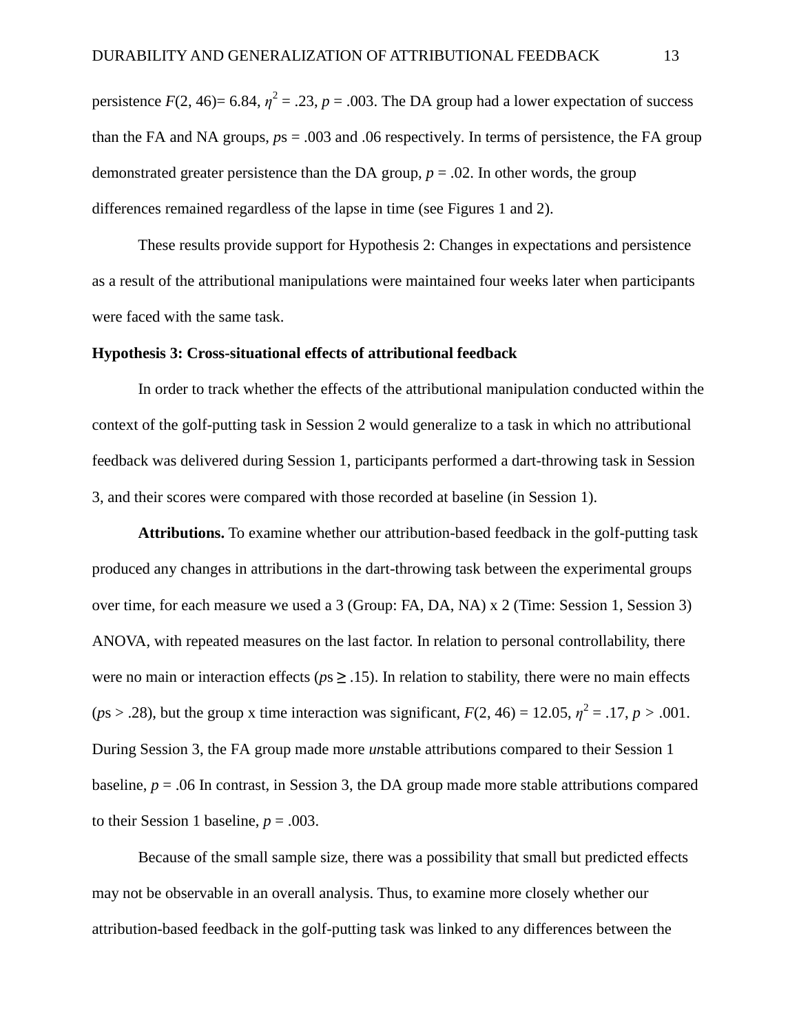persistence $F(2, 46) = 6.84$, $\eta^2 = .23$, $p = .003$. The DA group had a lower expectation of success than the FA and NA groups, *p*s = .003 and .06 respectively. In terms of persistence, the FA group demonstrated greater persistence than the DA group, $p = .02$. In other words, the group differences remained regardless of the lapse in time (see Figures 1 and 2).

These results provide support for Hypothesis 2: Changes in expectations and persistence as a result of the attributional manipulations were maintained four weeks later when participants were faced with the same task.

**Hypothesis 3: Cross-situational effects of attributional feedback**

In order to track whether the effects of the attributional manipulation conducted within the context of the golf-putting task in Session 2 would generalize to a task in which no attributional feedback was delivered during Session 1, participants performed a dart-throwing task in Session 3, and their scores were compared with those recorded at baseline (in Session 1).

**Attributions.** To examine whether our attribution-based feedback in the golf-putting task produced any changes in attributions in the dart-throwing task between the experimental groups over time, for each measure we used a 3 (Group: FA, DA, NA) x 2 (Time: Session 1, Session 3) ANOVA, with repeated measures on the last factor. In relation to personal controllability, there were no main or interaction effects (*p*s $\geq$ .15). In relation to stability, there were no main effects (*p*s > .28), but the group x time interaction was significant, $F(2, 46) = 12.05$, $\eta^2 = .17$, $p > .001$. During Session 3, the FA group made more *un*stable attributions compared to their Session 1 baseline, $p = .06$ In contrast, in Session 3, the DA group made more stable attributions compared to their Session 1 baseline, $p = .003$.

Because of the small sample size, there was a possibility that small but predicted effects may not be observable in an overall analysis. Thus, to examine more closely whether our attribution-based feedback in the golf-putting task was linked to any differences between the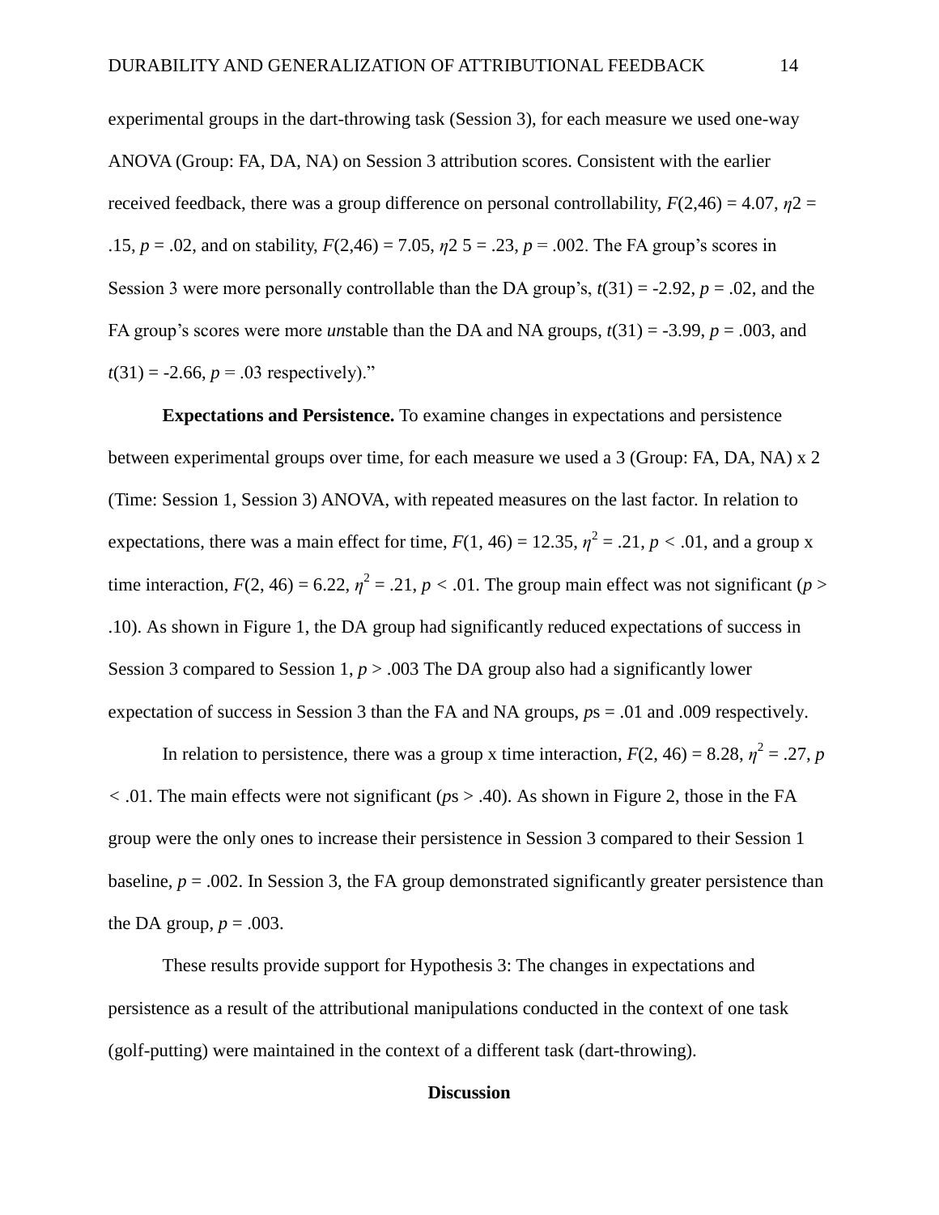experimental groups in the dart-throwing task (Session 3), for each measure we used one-way ANOVA (Group: FA, DA, NA) on Session 3 attribution scores. Consistent with the earlier received feedback, there was a group difference on personal controllability, $F(2,46) = 4.07$, $\eta2 = .15$, $p = .02$, and on stability, $F(2,46) = 7.05$, $\eta2\ 5 = .23$, $p = .002$. The FA group's scores in Session 3 were more personally controllable than the DA group's, $t(31) = -2.92$, $p = .02$, and the FA group's scores were more *un*stable than the DA and NA groups, $t(31) = -3.99$, $p = .003$, and $t(31) = -2.66$, $p = .03$ respectively)."

**Expectations and Persistence.** To examine changes in expectations and persistence between experimental groups over time, for each measure we used a 3 (Group: FA, DA, NA) x 2 (Time: Session 1, Session 3) ANOVA, with repeated measures on the last factor. In relation to expectations, there was a main effect for time, $F(1, 46) = 12.35$, $\eta^2 = .21$, $p < .01$, and a group x time interaction, $F(2, 46) = 6.22$, $\eta^2 = .21$, $p < .01$. The group main effect was not significant ($p > .10$). As shown in Figure 1, the DA group had significantly reduced expectations of success in Session 3 compared to Session 1, $p > .003$ The DA group also had a significantly lower expectation of success in Session 3 than the FA and NA groups, $p$s = .01 and .009 respectively.

In relation to persistence, there was a group x time interaction, $F(2, 46) = 8.28$, $\eta^2 = .27$, $p < .01$. The main effects were not significant ($p$s > .40). As shown in Figure 2, those in the FA group were the only ones to increase their persistence in Session 3 compared to their Session 1 baseline, $p = .002$. In Session 3, the FA group demonstrated significantly greater persistence than the DA group, $p = .003$.

These results provide support for Hypothesis 3: The changes in expectations and persistence as a result of the attributional manipulations conducted in the context of one task (golf-putting) were maintained in the context of a different task (dart-throwing).

## Discussion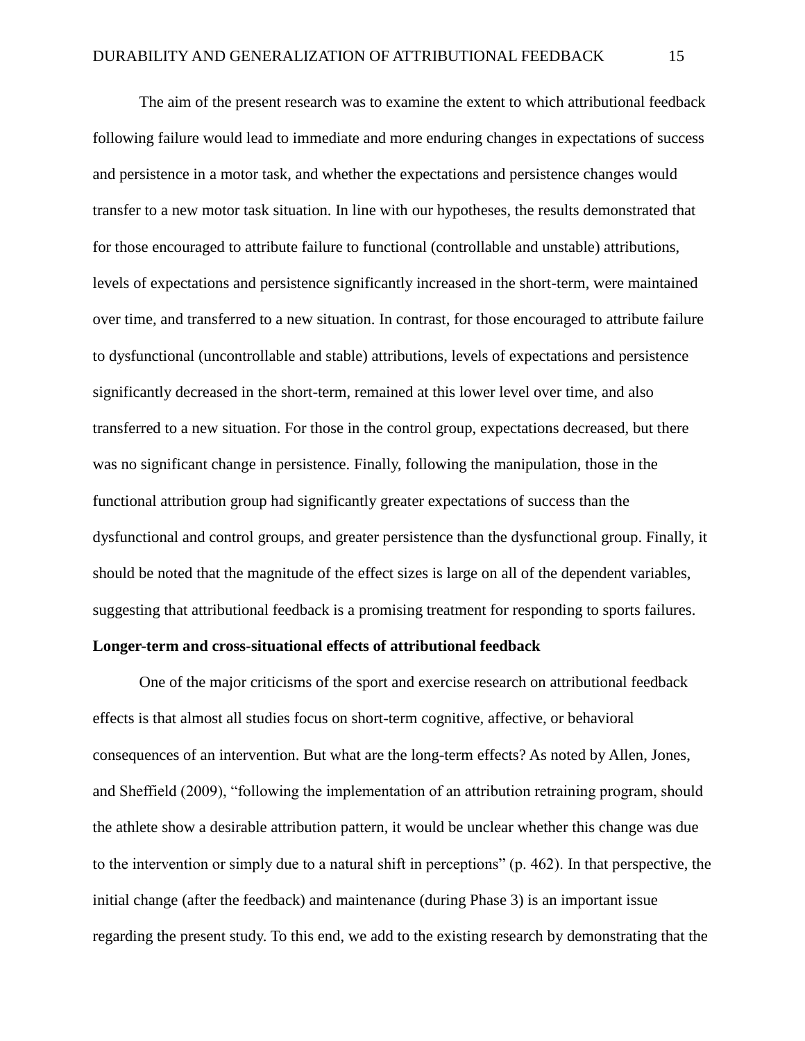The aim of the present research was to examine the extent to which attributional feedback following failure would lead to immediate and more enduring changes in expectations of success and persistence in a motor task, and whether the expectations and persistence changes would transfer to a new motor task situation. In line with our hypotheses, the results demonstrated that for those encouraged to attribute failure to functional (controllable and unstable) attributions, levels of expectations and persistence significantly increased in the short-term, were maintained over time, and transferred to a new situation. In contrast, for those encouraged to attribute failure to dysfunctional (uncontrollable and stable) attributions, levels of expectations and persistence significantly decreased in the short-term, remained at this lower level over time, and also transferred to a new situation. For those in the control group, expectations decreased, but there was no significant change in persistence. Finally, following the manipulation, those in the functional attribution group had significantly greater expectations of success than the dysfunctional and control groups, and greater persistence than the dysfunctional group. Finally, it should be noted that the magnitude of the effect sizes is large on all of the dependent variables, suggesting that attributional feedback is a promising treatment for responding to sports failures.

**Longer-term and cross-situational effects of attributional feedback**

One of the major criticisms of the sport and exercise research on attributional feedback effects is that almost all studies focus on short-term cognitive, affective, or behavioral consequences of an intervention. But what are the long-term effects? As noted by Allen, Jones, and Sheffield (2009), "following the implementation of an attribution retraining program, should the athlete show a desirable attribution pattern, it would be unclear whether this change was due to the intervention or simply due to a natural shift in perceptions" (p. 462). In that perspective, the initial change (after the feedback) and maintenance (during Phase 3) is an important issue regarding the present study. To this end, we add to the existing research by demonstrating that the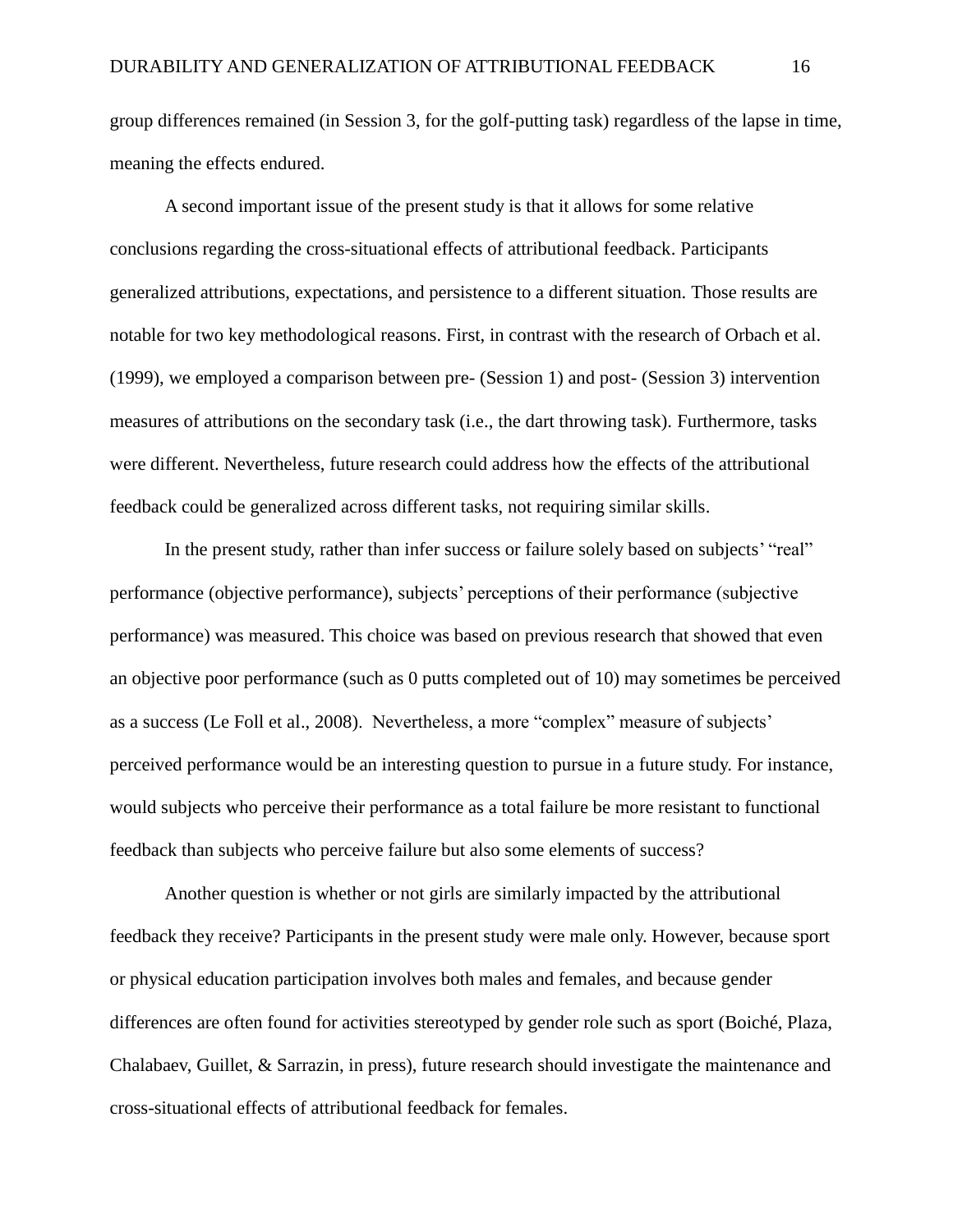group differences remained (in Session 3, for the golf-putting task) regardless of the lapse in time, meaning the effects endured.

A second important issue of the present study is that it allows for some relative conclusions regarding the cross-situational effects of attributional feedback. Participants generalized attributions, expectations, and persistence to a different situation. Those results are notable for two key methodological reasons. First, in contrast with the research of Orbach et al. (1999), we employed a comparison between pre- (Session 1) and post- (Session 3) intervention measures of attributions on the secondary task (i.e., the dart throwing task). Furthermore, tasks were different. Nevertheless, future research could address how the effects of the attributional feedback could be generalized across different tasks, not requiring similar skills.

In the present study, rather than infer success or failure solely based on subjects' "real" performance (objective performance), subjects' perceptions of their performance (subjective performance) was measured. This choice was based on previous research that showed that even an objective poor performance (such as 0 putts completed out of 10) may sometimes be perceived as a success (Le Foll et al., 2008). Nevertheless, a more "complex" measure of subjects' perceived performance would be an interesting question to pursue in a future study. For instance, would subjects who perceive their performance as a total failure be more resistant to functional feedback than subjects who perceive failure but also some elements of success?

Another question is whether or not girls are similarly impacted by the attributional feedback they receive? Participants in the present study were male only. However, because sport or physical education participation involves both males and females, and because gender differences are often found for activities stereotyped by gender role such as sport (Boiché, Plaza, Chalabaev, Guillet, & Sarrazin, in press), future research should investigate the maintenance and cross-situational effects of attributional feedback for females.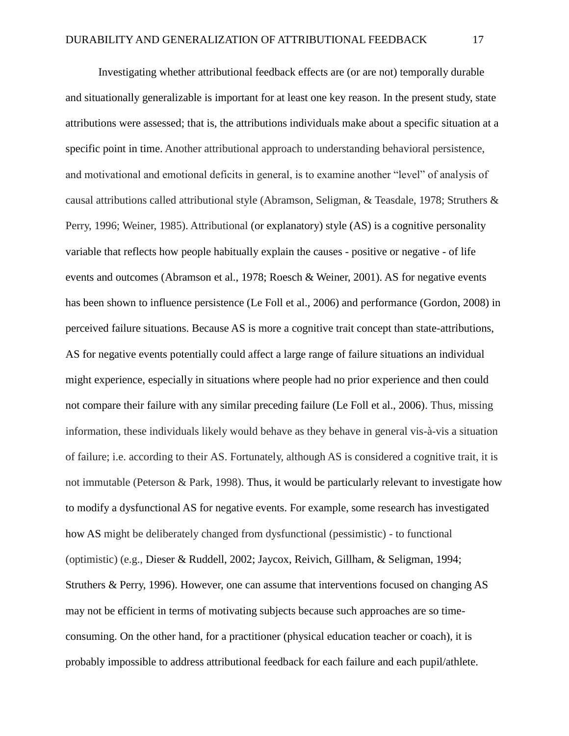Investigating whether attributional feedback effects are (or are not) temporally durable and situationally generalizable is important for at least one key reason. In the present study, state attributions were assessed; that is, the attributions individuals make about a specific situation at a specific point in time. Another attributional approach to understanding behavioral persistence, and motivational and emotional deficits in general, is to examine another "level" of analysis of causal attributions called attributional style (Abramson, Seligman, & Teasdale, 1978; Struthers & Perry, 1996; Weiner, 1985). Attributional (or explanatory) style (AS) is a cognitive personality variable that reflects how people habitually explain the causes - positive or negative - of life events and outcomes (Abramson et al., 1978; Roesch & Weiner, 2001). AS for negative events has been shown to influence persistence (Le Foll et al., 2006) and performance (Gordon, 2008) in perceived failure situations. Because AS is more a cognitive trait concept than state-attributions, AS for negative events potentially could affect a large range of failure situations an individual might experience, especially in situations where people had no prior experience and then could not compare their failure with any similar preceding failure (Le Foll et al., 2006). Thus, missing information, these individuals likely would behave as they behave in general vis-à-vis a situation of failure; i.e. according to their AS. Fortunately, although AS is considered a cognitive trait, it is not immutable (Peterson & Park, 1998). Thus, it would be particularly relevant to investigate how to modify a dysfunctional AS for negative events. For example, some research has investigated how AS might be deliberately changed from dysfunctional (pessimistic) - to functional (optimistic) (e.g., Dieser & Ruddell, 2002; Jaycox, Reivich, Gillham, & Seligman, 1994; Struthers & Perry, 1996). However, one can assume that interventions focused on changing AS may not be efficient in terms of motivating subjects because such approaches are so time-consuming. On the other hand, for a practitioner (physical education teacher or coach), it is probably impossible to address attributional feedback for each failure and each pupil/athlete.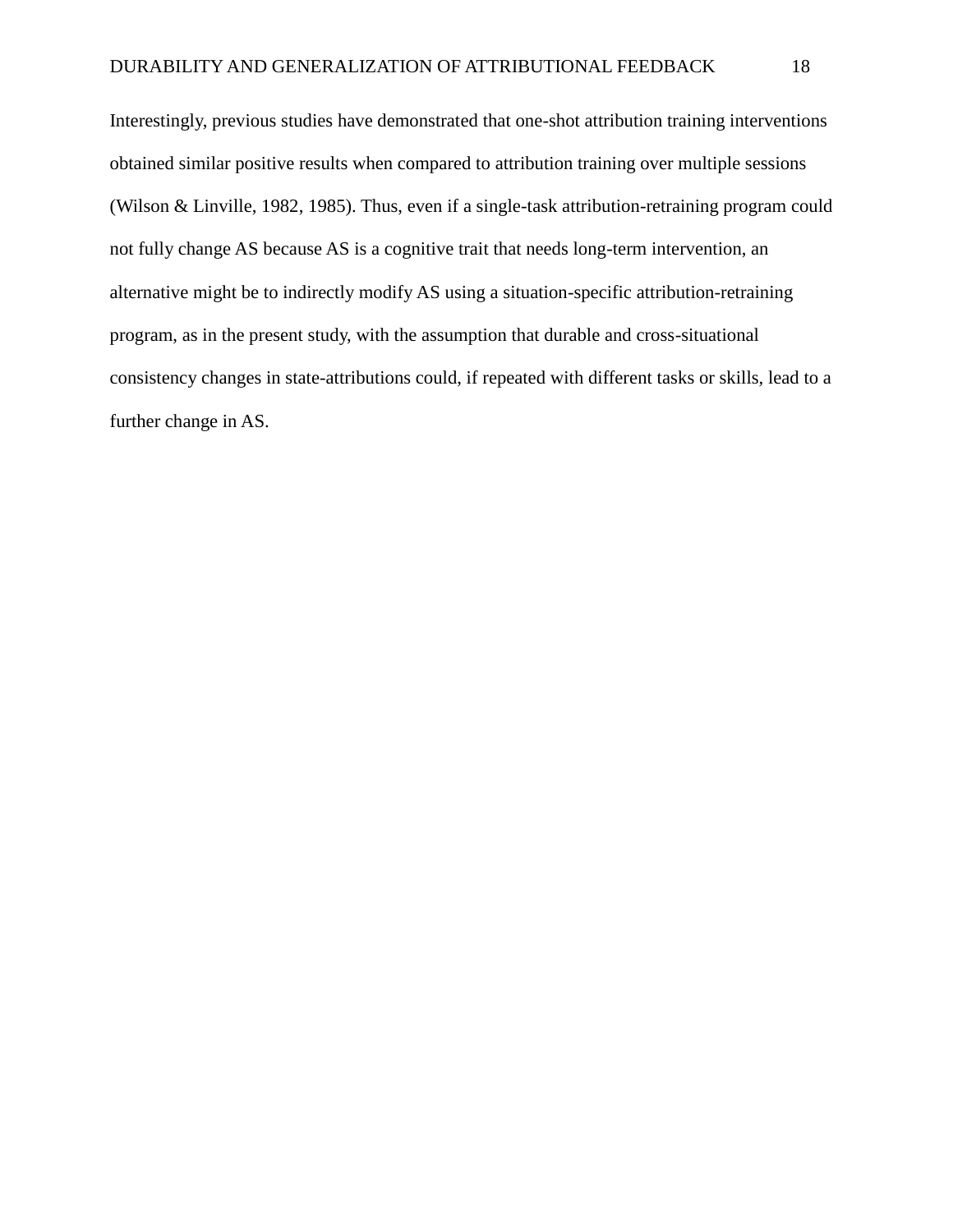Interestingly, previous studies have demonstrated that one-shot attribution training interventions obtained similar positive results when compared to attribution training over multiple sessions (Wilson & Linville, 1982, 1985). Thus, even if a single-task attribution-retraining program could not fully change AS because AS is a cognitive trait that needs long-term intervention, an alternative might be to indirectly modify AS using a situation-specific attribution-retraining program, as in the present study, with the assumption that durable and cross-situational consistency changes in state-attributions could, if repeated with different tasks or skills, lead to a further change in AS.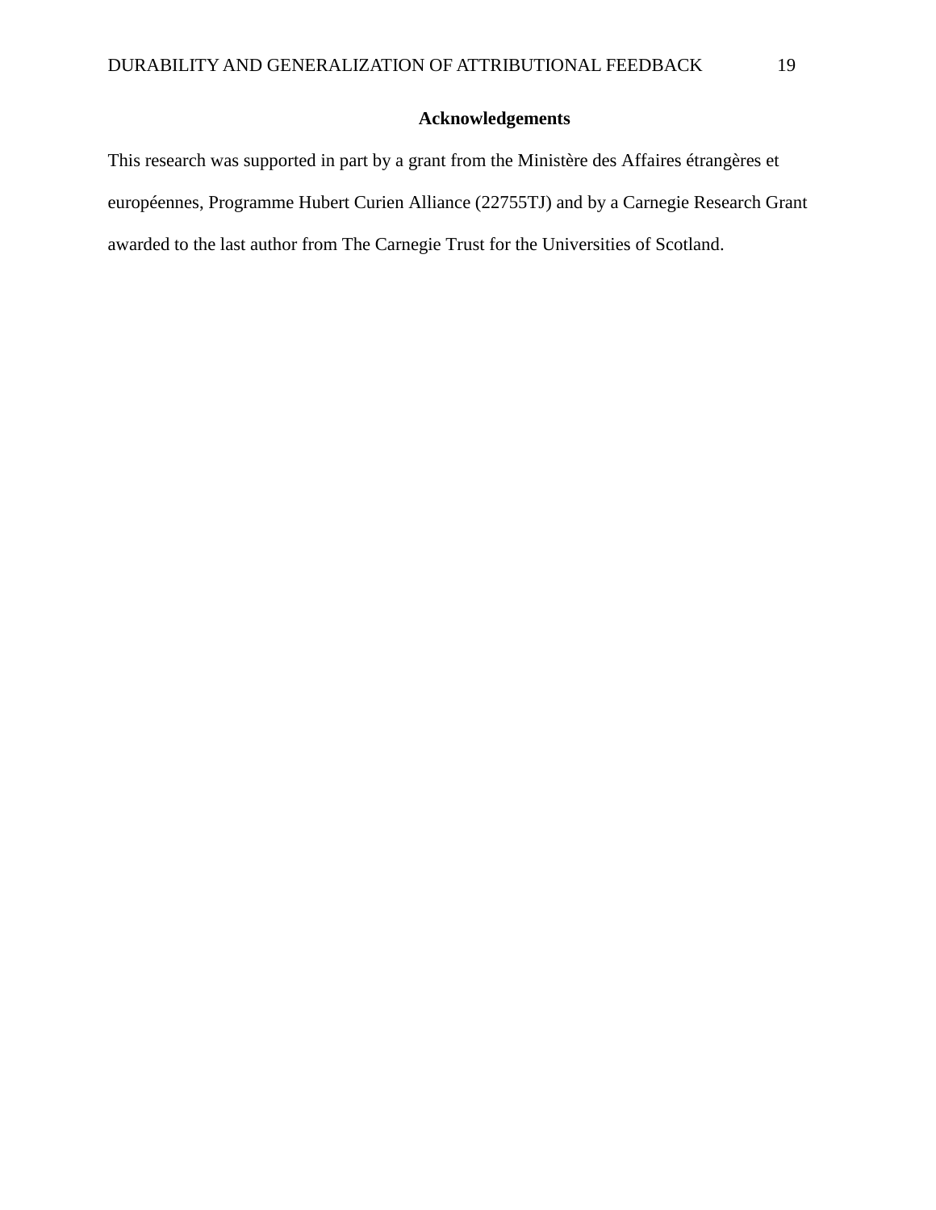## Acknowledgements

This research was supported in part by a grant from the Ministère des Affaires étrangères et européennes, Programme Hubert Curien Alliance (22755TJ) and by a Carnegie Research Grant awarded to the last author from The Carnegie Trust for the Universities of Scotland.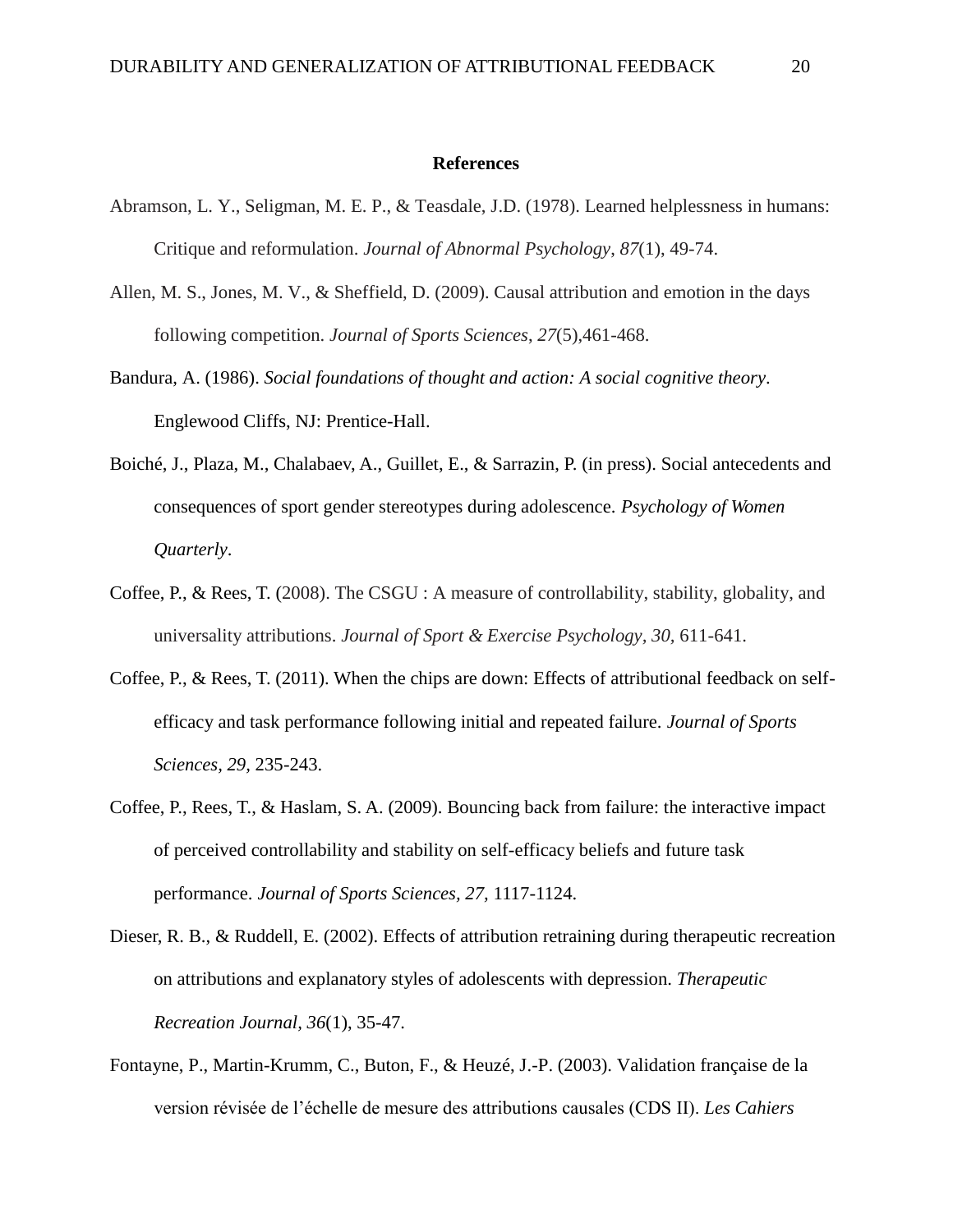**References**

Abramson, L. Y., Seligman, M. E. P., & Teasdale, J.D. (1978). Learned helplessness in humans: Critique and reformulation. *Journal of Abnormal Psychology*, *87*(1), 49-74.

Allen, M. S., Jones, M. V., & Sheffield, D. (2009). Causal attribution and emotion in the days following competition. *Journal of Sports Sciences*, *27*(5),461-468.

Bandura, A. (1986). *Social foundations of thought and action: A social cognitive theory*. Englewood Cliffs, NJ: Prentice-Hall.

Boiché, J., Plaza, M., Chalabaev, A., Guillet, E., & Sarrazin, P. (in press). Social antecedents and consequences of sport gender stereotypes during adolescence. *Psychology of Women Quarterly*.

Coffee, P., & Rees, T. (2008). The CSGU : A measure of controllability, stability, globality, and universality attributions. *Journal of Sport & Exercise Psychology, 30,* 611-641.

Coffee, P., & Rees, T. (2011). When the chips are down: Effects of attributional feedback on self-efficacy and task performance following initial and repeated failure. *Journal of Sports Sciences, 29,* 235-243.

Coffee, P., Rees, T., & Haslam, S. A. (2009). Bouncing back from failure: the interactive impact of perceived controllability and stability on self-efficacy beliefs and future task performance. *Journal of Sports Sciences, 27,* 1117-1124.

Dieser, R. B., & Ruddell, E. (2002). Effects of attribution retraining during therapeutic recreation on attributions and explanatory styles of adolescents with depression. *Therapeutic Recreation Journal*, *36*(1), 35-47.

Fontayne, P., Martin-Krumm, C., Buton, F., & Heuzé, J.-P. (2003). Validation française de la version révisée de l'échelle de mesure des attributions causales (CDS II). *Les Cahiers*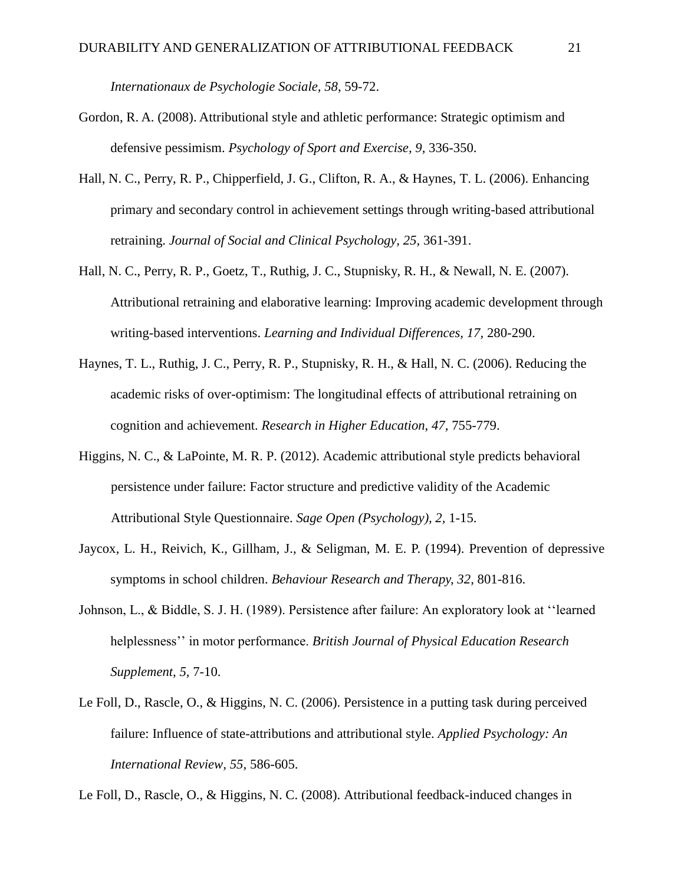*Internationaux de Psychologie Sociale, 58*, 59-72.

Gordon, R. A. (2008). Attributional style and athletic performance: Strategic optimism and defensive pessimism. *Psychology of Sport and Exercise, 9,* 336-350.

Hall, N. C., Perry, R. P., Chipperfield, J. G., Clifton, R. A., & Haynes, T. L. (2006). Enhancing primary and secondary control in achievement settings through writing-based attributional retraining. *Journal of Social and Clinical Psychology, 25,* 361-391.

Hall, N. C., Perry, R. P., Goetz, T., Ruthig, J. C., Stupnisky, R. H., & Newall, N. E. (2007). Attributional retraining and elaborative learning: Improving academic development through writing-based interventions. *Learning and Individual Differences, 17,* 280-290.

Haynes, T. L., Ruthig, J. C., Perry, R. P., Stupnisky, R. H., & Hall, N. C. (2006). Reducing the academic risks of over-optimism: The longitudinal effects of attributional retraining on cognition and achievement. *Research in Higher Education, 47,* 755-779.

Higgins, N. C., & LaPointe, M. R. P. (2012). Academic attributional style predicts behavioral persistence under failure: Factor structure and predictive validity of the Academic Attributional Style Questionnaire. *Sage Open (Psychology), 2,* 1-15.

Jaycox, L. H., Reivich, K., Gillham, J., & Seligman, M. E. P. (1994). Prevention of depressive symptoms in school children. *Behaviour Research and Therapy, 32*, 801-816.

Johnson, L., & Biddle, S. J. H. (1989). Persistence after failure: An exploratory look at ‘‘learned helplessness’’ in motor performance. *British Journal of Physical Education Research Supplement, 5,* 7-10.

Le Foll, D., Rascle, O., & Higgins, N. C. (2006). Persistence in a putting task during perceived failure: Influence of state-attributions and attributional style. *Applied Psychology: An International Review, 55*, 586-605.

Le Foll, D., Rascle, O., & Higgins, N. C. (2008). Attributional feedback-induced changes in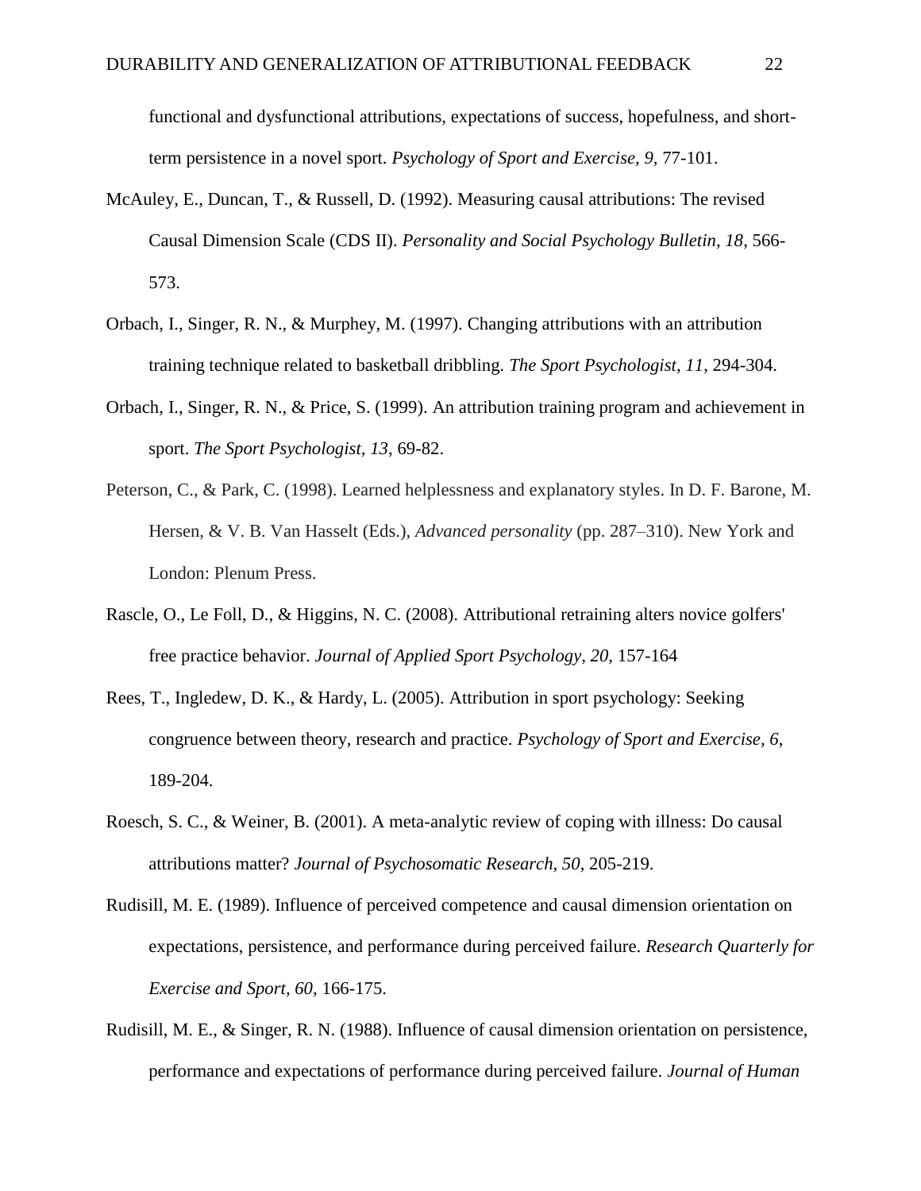functional and dysfunctional attributions, expectations of success, hopefulness, and short-term persistence in a novel sport. *Psychology of Sport and Exercise, 9*, 77-101.

McAuley, E., Duncan, T., & Russell, D. (1992). Measuring causal attributions: The revised Causal Dimension Scale (CDS II). *Personality and Social Psychology Bulletin, 18*, 566-573.

Orbach, I., Singer, R. N., & Murphey, M. (1997). Changing attributions with an attribution training technique related to basketball dribbling*. The Sport Psychologist, 11*, 294-304.

Orbach, I., Singer, R. N., & Price, S. (1999). An attribution training program and achievement in sport. *The Sport Psychologist, 13*, 69-82.

Peterson, C., & Park, C. (1998). Learned helplessness and explanatory styles. In D. F. Barone, M. Hersen, & V. B. Van Hasselt (Eds.), *Advanced personality* (pp. 287–310). New York and London: Plenum Press.

Rascle, O., Le Foll, D., & Higgins, N. C. (2008). Attributional retraining alters novice golfers' free practice behavior. *Journal of Applied Sport Psychology, 20*, 157-164

Rees, T., Ingledew, D. K., & Hardy, L. (2005). Attribution in sport psychology: Seeking congruence between theory, research and practice. *Psychology of Sport and Exercise, 6*, 189-204.

Roesch, S. C., & Weiner, B. (2001). A meta-analytic review of coping with illness: Do causal attributions matter? *Journal of Psychosomatic Research, 50*, 205-219.

Rudisill, M. E. (1989). Influence of perceived competence and causal dimension orientation on expectations, persistence, and performance during perceived failure. *Research Quarterly for Exercise and Sport, 60*, 166-175.

Rudisill, M. E., & Singer, R. N. (1988). Influence of causal dimension orientation on persistence, performance and expectations of performance during perceived failure. *Journal of Human*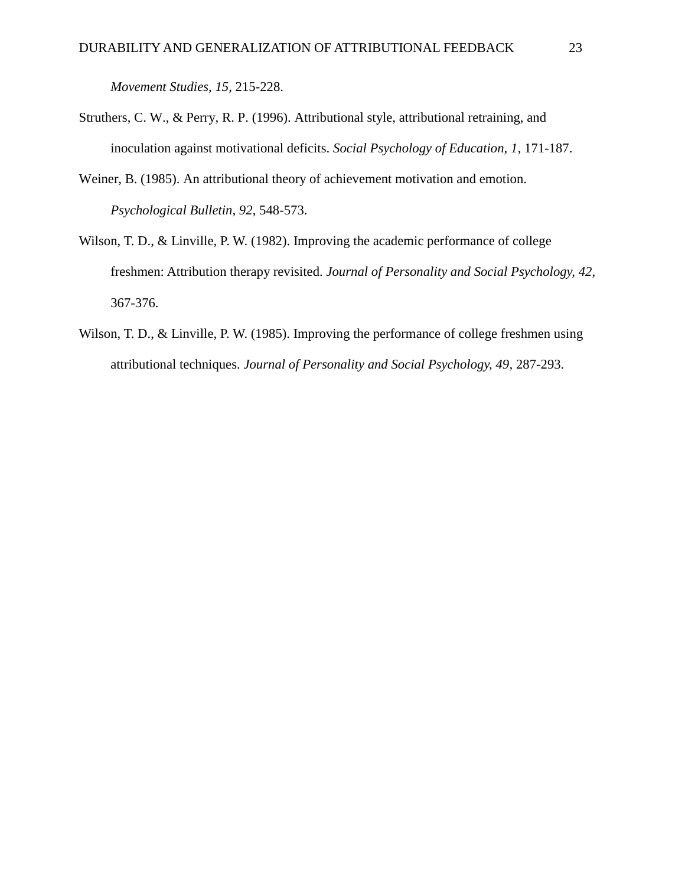*Movement Studies, 15*, 215-228.

Struthers, C. W., & Perry, R. P. (1996). Attributional style, attributional retraining, and inoculation against motivational deficits. *Social Psychology of Education, 1*, 171-187.

Weiner, B. (1985). An attributional theory of achievement motivation and emotion. *Psychological Bulletin, 92*, 548-573.

Wilson, T. D., & Linville, P. W. (1982). Improving the academic performance of college freshmen: Attribution therapy revisited. *Journal of Personality and Social Psychology, 42*, 367-376.

Wilson, T. D., & Linville, P. W. (1985). Improving the performance of college freshmen using attributional techniques. *Journal of Personality and Social Psychology, 49*, 287-293.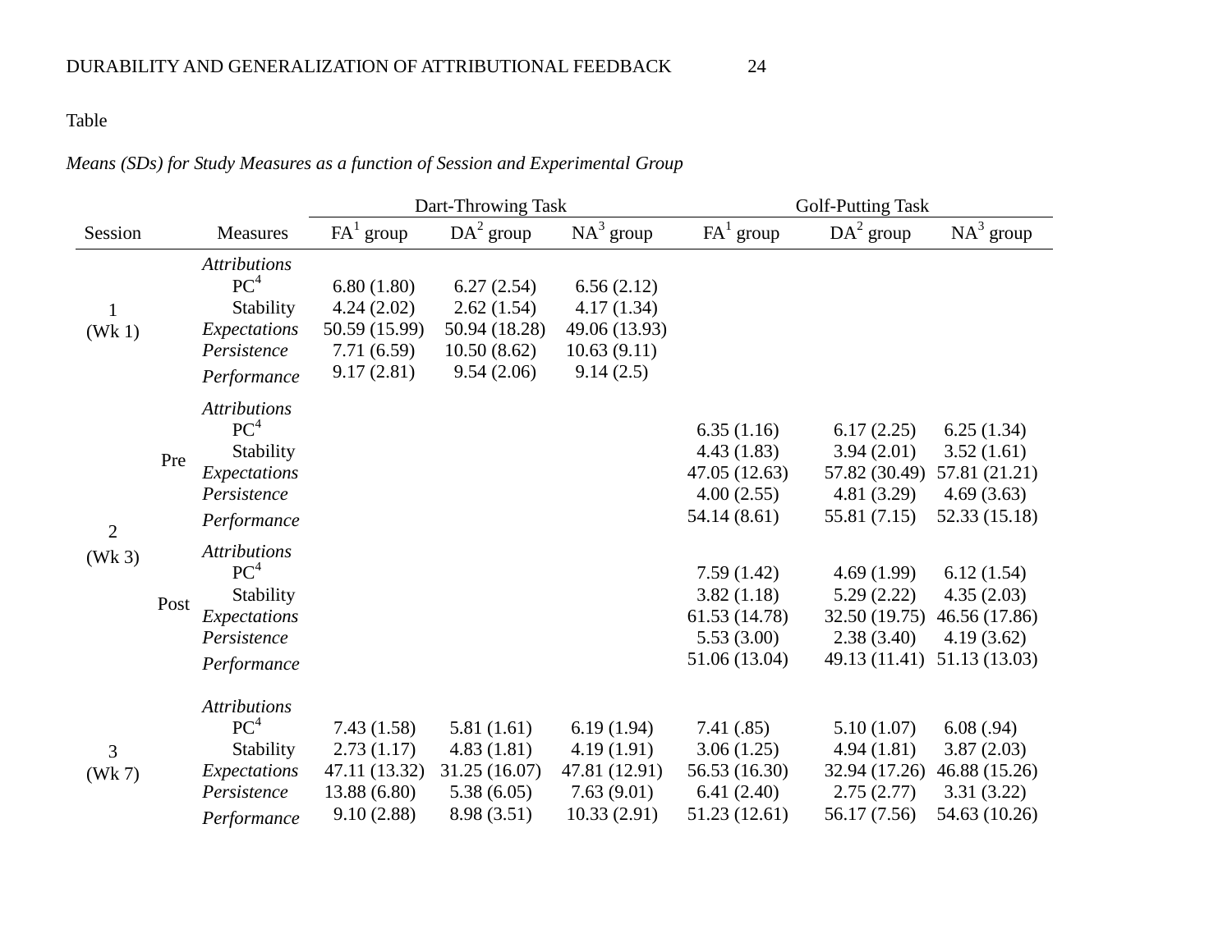Table

*Means (SDs) for Study Measures as a function of Session and Experimental Group*

| Session | | Measures | Dart-Throwing Task | | | Golf-Putting Task | | |
|---|---|---|---|---|---|---|---|---|
| | | | FA[1] group | DA[2] group | NA[3] group | FA[1] group | DA[2] group | NA[3] group |
| 1 (Wk 1) | | *Attributions* | | | | | | |
| | | PC[4] | 6.80 (1.80) | 6.27 (2.54) | 6.56 (2.12) | | | |
| | | Stability | 4.24 (2.02) | 2.62 (1.54) | 4.17 (1.34) | | | |
| | | *Expectations* | 50.59 (15.99) | 50.94 (18.28) | 49.06 (13.93) | | | |
| | | *Persistence* | 7.71 (6.59) | 10.50 (8.62) | 10.63 (9.11) | | | |
| | | *Performance* | 9.17 (2.81) | 9.54 (2.06) | 9.14 (2.5) | | | |
| 2 (Wk 3) | Pre | *Attributions* | | | | | | |
| | | PC[4] | | | | 6.35 (1.16) | 6.17 (2.25) | 6.25 (1.34) |
| | | Stability | | | | 4.43 (1.83) | 3.94 (2.01) | 3.52 (1.61) |
| | | *Expectations* | | | | 47.05 (12.63) | 57.82 (30.49) | 57.81 (21.21) |
| | | *Persistence* | | | | 4.00 (2.55) | 4.81 (3.29) | 4.69 (3.63) |
| | | *Performance* | | | | 54.14 (8.61) | 55.81 (7.15) | 52.33 (15.18) |
| | Post | *Attributions* | | | | | | |
| | | PC[4] | | | | 7.59 (1.42) | 4.69 (1.99) | 6.12 (1.54) |
| | | Stability | | | | 3.82 (1.18) | 5.29 (2.22) | 4.35 (2.03) |
| | | *Expectations* | | | | 61.53 (14.78) | 32.50 (19.75) | 46.56 (17.86) |
| | | *Persistence* | | | | 5.53 (3.00) | 2.38 (3.40) | 4.19 (3.62) |
| | | *Performance* | | | | 51.06 (13.04) | 49.13 (11.41) | 51.13 (13.03) |
| 3 (Wk 7) | | *Attributions* | | | | | | |
| | | PC[4] | 7.43 (1.58) | 5.81 (1.61) | 6.19 (1.94) | 7.41 (.85) | 5.10 (1.07) | 6.08 (.94) |
| | | Stability | 2.73 (1.17) | 4.83 (1.81) | 4.19 (1.91) | 3.06 (1.25) | 4.94 (1.81) | 3.87 (2.03) |
| | | *Expectations* | 47.11 (13.32) | 31.25 (16.07) | 47.81 (12.91) | 56.53 (16.30) | 32.94 (17.26) | 46.88 (15.26) |
| | | *Persistence* | 13.88 (6.80) | 5.38 (6.05) | 7.63 (9.01) | 6.41 (2.40) | 2.75 (2.77) | 3.31 (3.22) |
| | | *Performance* | 9.10 (2.88) | 8.98 (3.51) | 10.33 (2.91) | 51.23 (12.61) | 56.17 (7.56) | 54.63 (10.26) |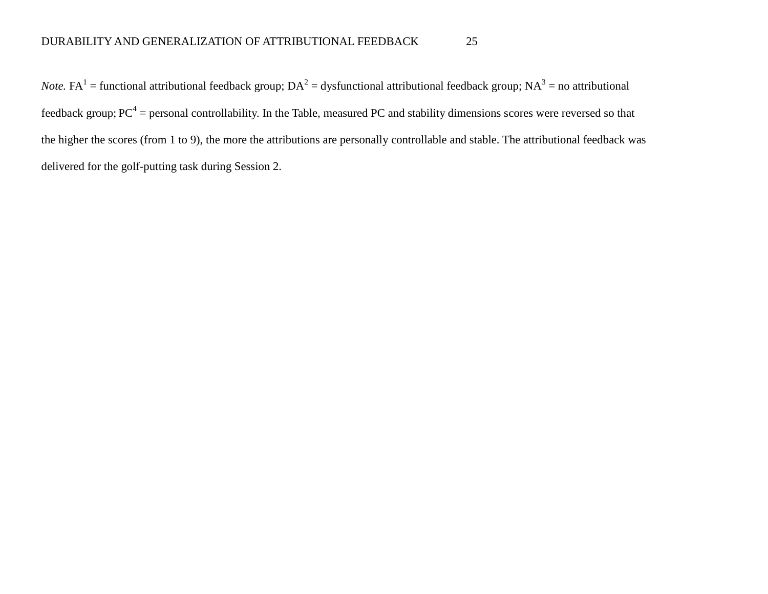*Note.* FA[1] = functional attributional feedback group; DA[2] = dysfunctional attributional feedback group; NA[3] = no attributional feedback group; PC[4] = personal controllability. In the Table, measured PC and stability dimensions scores were reversed so that the higher the scores (from 1 to 9), the more the attributions are personally controllable and stable. The attributional feedback was delivered for the golf-putting task during Session 2.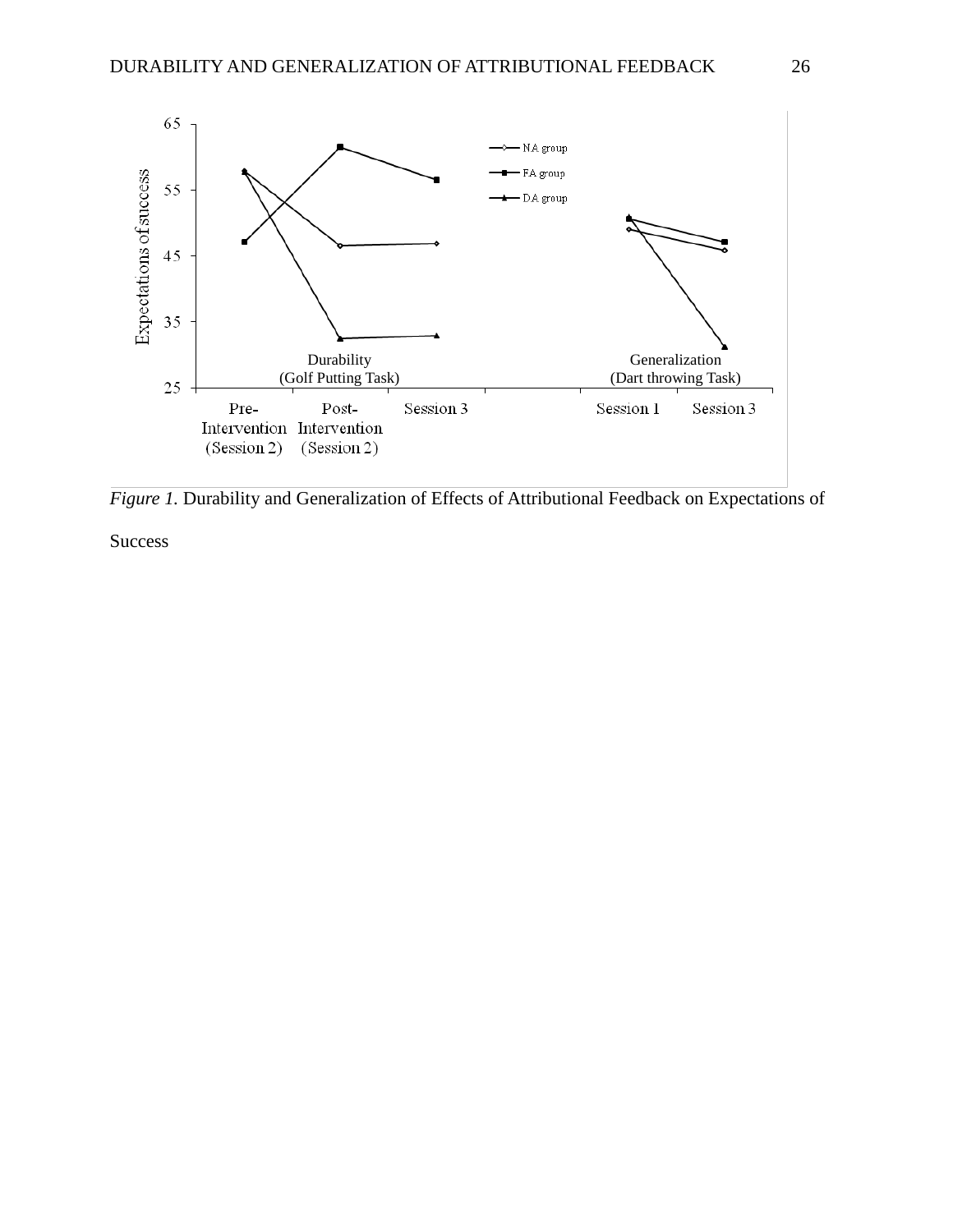*Figure 1.* Durability and Generalization of Effects of Attributional Feedback on Expectations of Success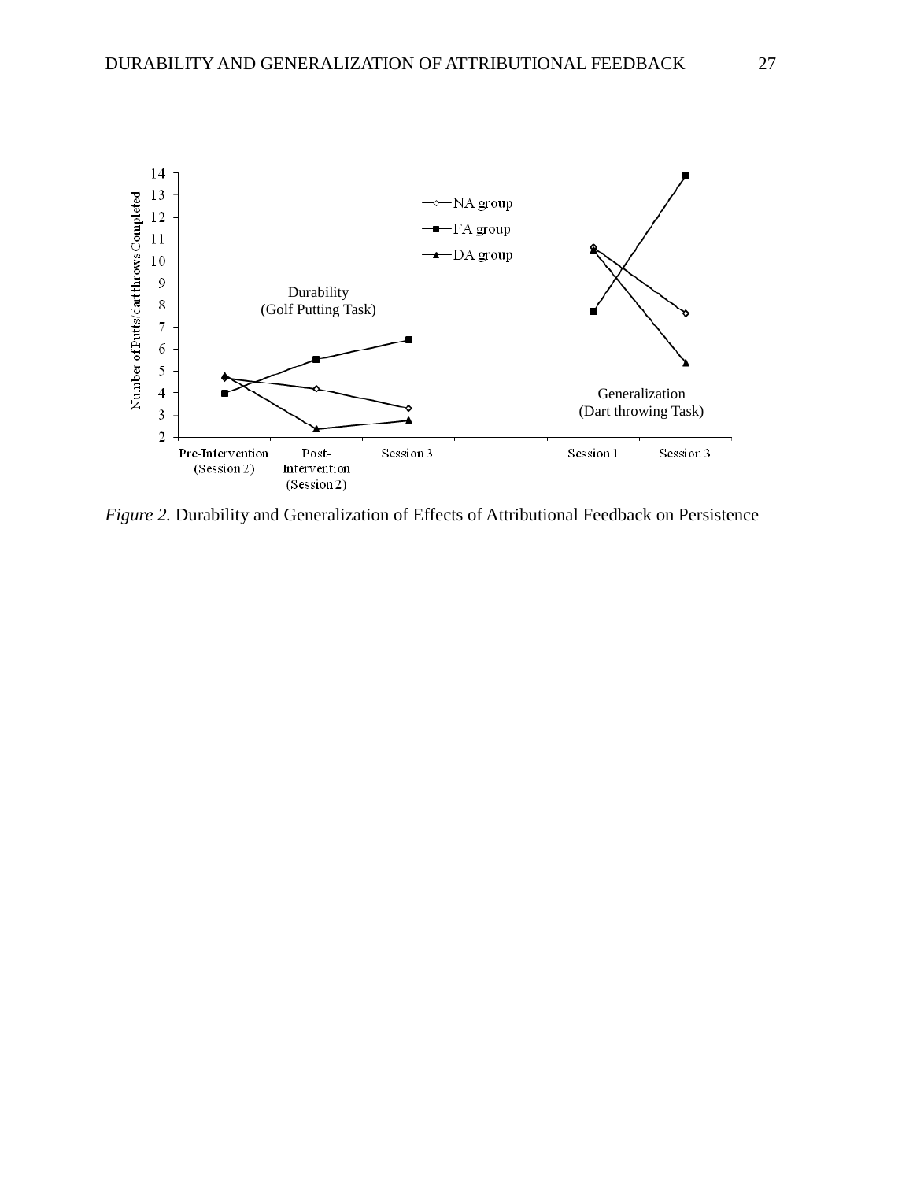Number of Putts/dart throws Completed

14
13
12
11
10
9
8
7
6
5
4
3
2

NA group
FA group
DA group

Durability
(Golf Putting Task)

Generalization
(Dart throwing Task)

Pre-Intervention (Session 2)
Post-Intervention (Session 2)
Session 3
Session 1
Session 3

*Figure 2.* Durability and Generalization of Effects of Attributional Feedback on Persistence